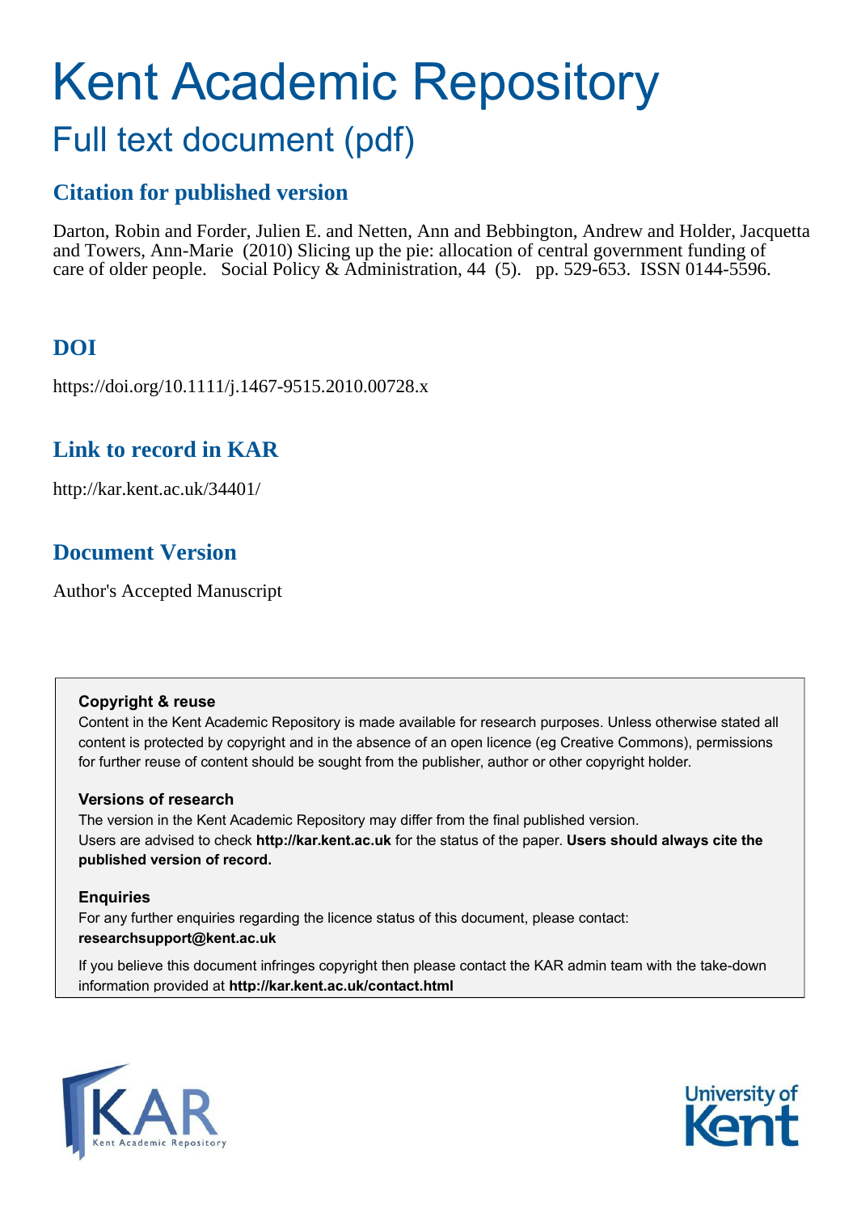# Kent Academic Repository

## Full text document (pdf)

## Citation for published version

Darton, Robin and Forder, Julien E. and Netten, Ann and Bebbington, Andrew and Holder, Jacquetta and Towers, Ann-Marie (2010) Slicing up the pie: allocation of central government funding of care of older people. Social Policy & Administration, 44 (5). pp. 529-653. ISSN 0144-5596.

## DOI

https://doi.org/10.1111/j.1467-9515.2010.00728.x

## Link to record in KAR

http://kar.kent.ac.uk/34401/

## Document Version

Author's Accepted Manuscript

**Copyright & reuse**

Content in the Kent Academic Repository is made available for research purposes. Unless otherwise stated all content is protected by copyright and in the absence of an open licence (eg Creative Commons), permissions for further reuse of content should be sought from the publisher, author or other copyright holder.

**Versions of research**

The version in the Kent Academic Repository may differ from the final published version. Users are advised to check **http://kar.kent.ac.uk** for the status of the paper. **Users should always cite the published version of record.**

**Enquiries**

For any further enquiries regarding the licence status of this document, please contact: **researchsupport@kent.ac.uk**

If you believe this document infringes copyright then please contact the KAR admin team with the take-down information provided at **http://kar.kent.ac.uk/contact.html**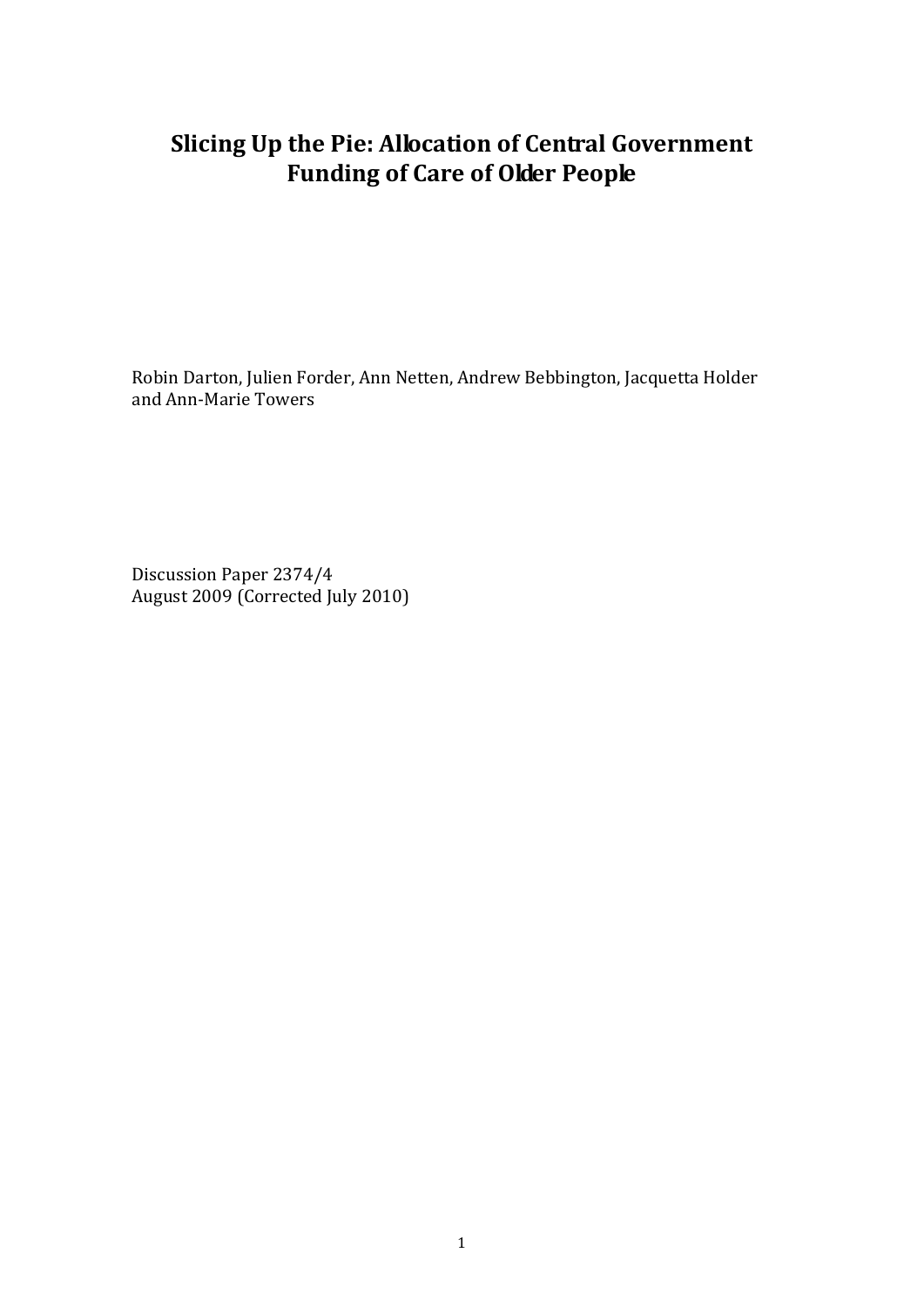# Slicing Up the Pie: Allocation of Central Government Funding of Care of Older People

Robin Darton, Julien Forder, Ann Netten, Andrew Bebbington, Jacquetta Holder and Ann-Marie Towers

Discussion Paper 2374/4
August 2009 (Corrected July 2010)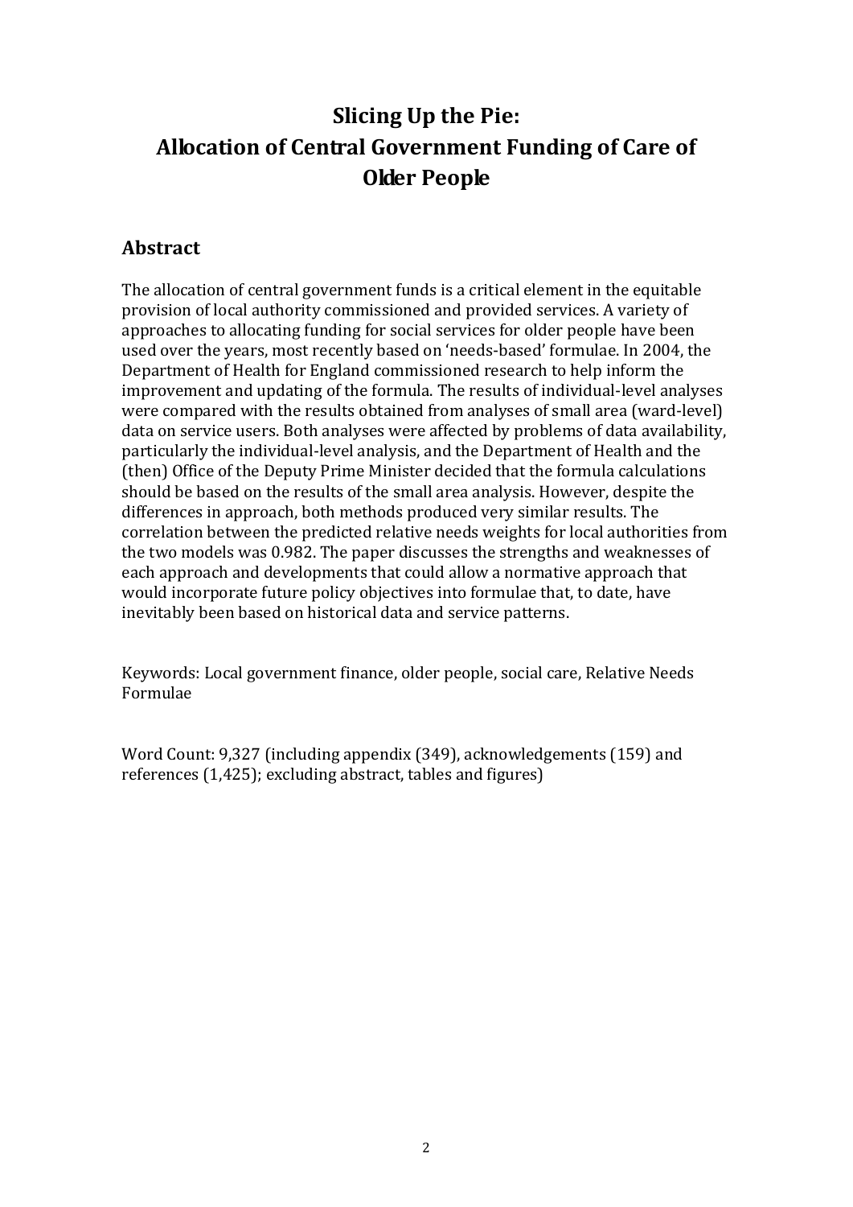# Slicing Up the Pie: Allocation of Central Government Funding of Care of Older People

## Abstract

The allocation of central government funds is a critical element in the equitable provision of local authority commissioned and provided services. A variety of approaches to allocating funding for social services for older people have been used over the years, most recently based on 'needs-based' formulae. In 2004, the Department of Health for England commissioned research to help inform the improvement and updating of the formula. The results of individual-level analyses were compared with the results obtained from analyses of small area (ward-level) data on service users. Both analyses were affected by problems of data availability, particularly the individual-level analysis, and the Department of Health and the (then) Office of the Deputy Prime Minister decided that the formula calculations should be based on the results of the small area analysis. However, despite the differences in approach, both methods produced very similar results. The correlation between the predicted relative needs weights for local authorities from the two models was 0.982. The paper discusses the strengths and weaknesses of each approach and developments that could allow a normative approach that would incorporate future policy objectives into formulae that, to date, have inevitably been based on historical data and service patterns.

Keywords: Local government finance, older people, social care, Relative Needs Formulae

Word Count: 9,327 (including appendix (349), acknowledgements (159) and references (1,425); excluding abstract, tables and figures)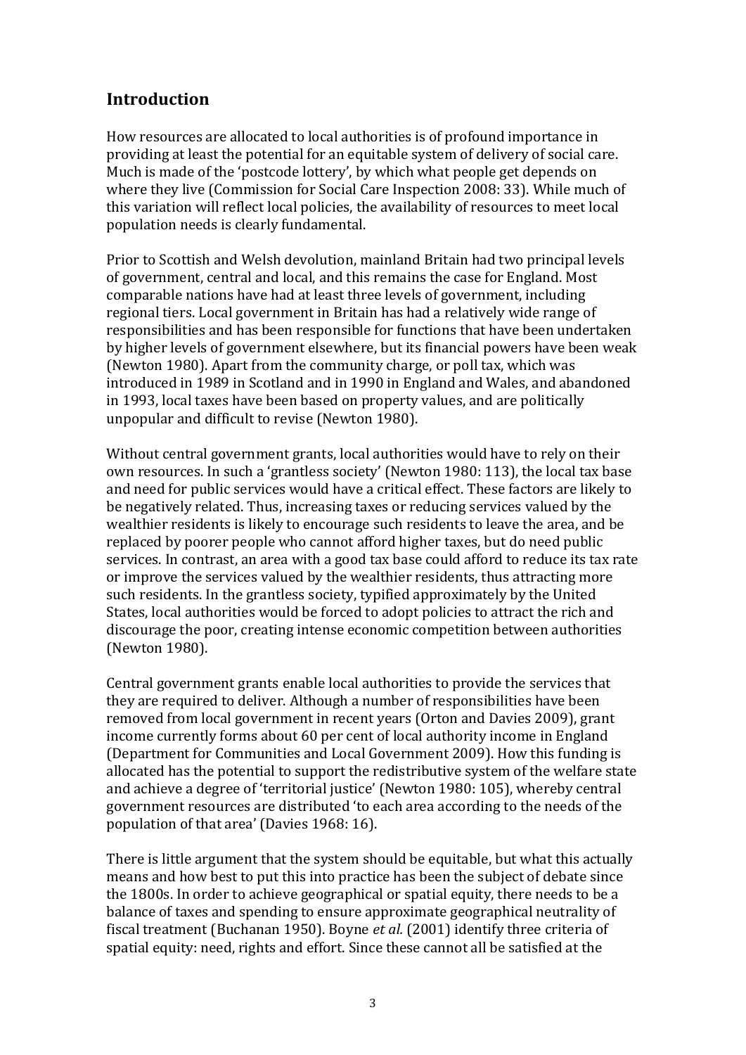## Introduction

How resources are allocated to local authorities is of profound importance in providing at least the potential for an equitable system of delivery of social care. Much is made of the 'postcode lottery', by which what people get depends on where they live (Commission for Social Care Inspection 2008: 33). While much of this variation will reflect local policies, the availability of resources to meet local population needs is clearly fundamental.

Prior to Scottish and Welsh devolution, mainland Britain had two principal levels of government, central and local, and this remains the case for England. Most comparable nations have had at least three levels of government, including regional tiers. Local government in Britain has had a relatively wide range of responsibilities and has been responsible for functions that have been undertaken by higher levels of government elsewhere, but its financial powers have been weak (Newton 1980). Apart from the community charge, or poll tax, which was introduced in 1989 in Scotland and in 1990 in England and Wales, and abandoned in 1993, local taxes have been based on property values, and are politically unpopular and difficult to revise (Newton 1980).

Without central government grants, local authorities would have to rely on their own resources. In such a 'grantless society' (Newton 1980: 113), the local tax base and need for public services would have a critical effect. These factors are likely to be negatively related. Thus, increasing taxes or reducing services valued by the wealthier residents is likely to encourage such residents to leave the area, and be replaced by poorer people who cannot afford higher taxes, but do need public services. In contrast, an area with a good tax base could afford to reduce its tax rate or improve the services valued by the wealthier residents, thus attracting more such residents. In the grantless society, typified approximately by the United States, local authorities would be forced to adopt policies to attract the rich and discourage the poor, creating intense economic competition between authorities (Newton 1980).

Central government grants enable local authorities to provide the services that they are required to deliver. Although a number of responsibilities have been removed from local government in recent years (Orton and Davies 2009), grant income currently forms about 60 per cent of local authority income in England (Department for Communities and Local Government 2009). How this funding is allocated has the potential to support the redistributive system of the welfare state and achieve a degree of 'territorial justice' (Newton 1980: 105), whereby central government resources are distributed 'to each area according to the needs of the population of that area' (Davies 1968: 16).

There is little argument that the system should be equitable, but what this actually means and how best to put this into practice has been the subject of debate since the 1800s. In order to achieve geographical or spatial equity, there needs to be a balance of taxes and spending to ensure approximate geographical neutrality of fiscal treatment (Buchanan 1950). Boyne *et al.* (2001) identify three criteria of spatial equity: need, rights and effort. Since these cannot all be satisfied at the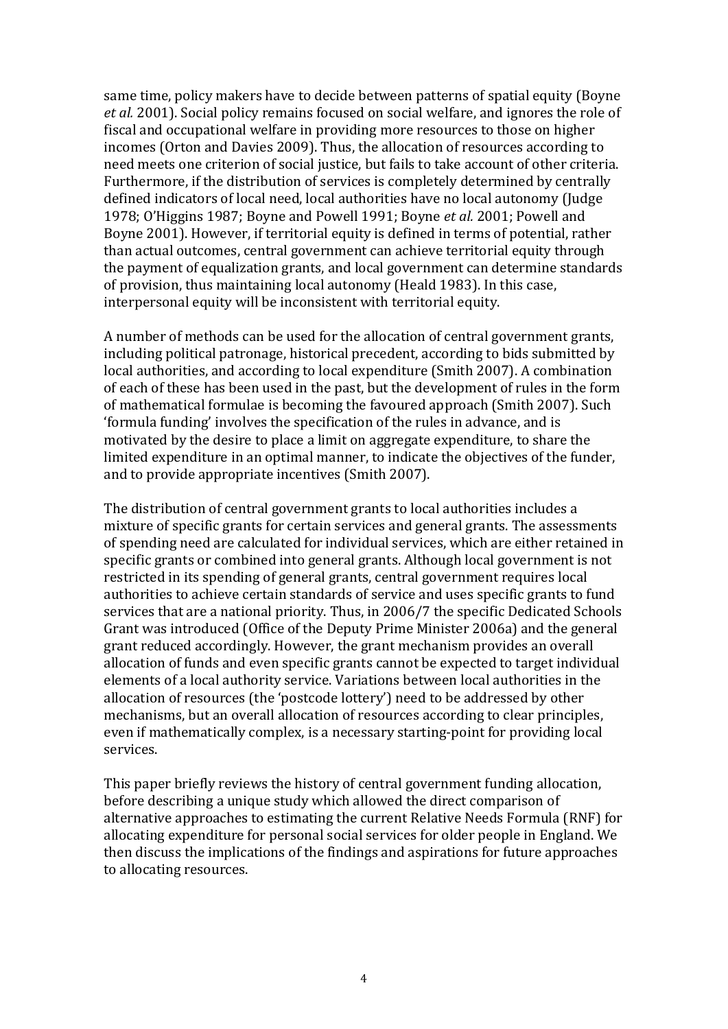same time, policy makers have to decide between patterns of spatial equity (Boyne *et al.* 2001). Social policy remains focused on social welfare, and ignores the role of fiscal and occupational welfare in providing more resources to those on higher incomes (Orton and Davies 2009). Thus, the allocation of resources according to need meets one criterion of social justice, but fails to take account of other criteria. Furthermore, if the distribution of services is completely determined by centrally defined indicators of local need, local authorities have no local autonomy (Judge 1978; O'Higgins 1987; Boyne and Powell 1991; Boyne *et al.* 2001; Powell and Boyne 2001). However, if territorial equity is defined in terms of potential, rather than actual outcomes, central government can achieve territorial equity through the payment of equalization grants, and local government can determine standards of provision, thus maintaining local autonomy (Heald 1983). In this case, interpersonal equity will be inconsistent with territorial equity.

A number of methods can be used for the allocation of central government grants, including political patronage, historical precedent, according to bids submitted by local authorities, and according to local expenditure (Smith 2007). A combination of each of these has been used in the past, but the development of rules in the form of mathematical formulae is becoming the favoured approach (Smith 2007). Such 'formula funding' involves the specification of the rules in advance, and is motivated by the desire to place a limit on aggregate expenditure, to share the limited expenditure in an optimal manner, to indicate the objectives of the funder, and to provide appropriate incentives (Smith 2007).

The distribution of central government grants to local authorities includes a mixture of specific grants for certain services and general grants. The assessments of spending need are calculated for individual services, which are either retained in specific grants or combined into general grants. Although local government is not restricted in its spending of general grants, central government requires local authorities to achieve certain standards of service and uses specific grants to fund services that are a national priority. Thus, in 2006/7 the specific Dedicated Schools Grant was introduced (Office of the Deputy Prime Minister 2006a) and the general grant reduced accordingly. However, the grant mechanism provides an overall allocation of funds and even specific grants cannot be expected to target individual elements of a local authority service. Variations between local authorities in the allocation of resources (the 'postcode lottery') need to be addressed by other mechanisms, but an overall allocation of resources according to clear principles, even if mathematically complex, is a necessary starting-point for providing local services.

This paper briefly reviews the history of central government funding allocation, before describing a unique study which allowed the direct comparison of alternative approaches to estimating the current Relative Needs Formula (RNF) for allocating expenditure for personal social services for older people in England. We then discuss the implications of the findings and aspirations for future approaches to allocating resources.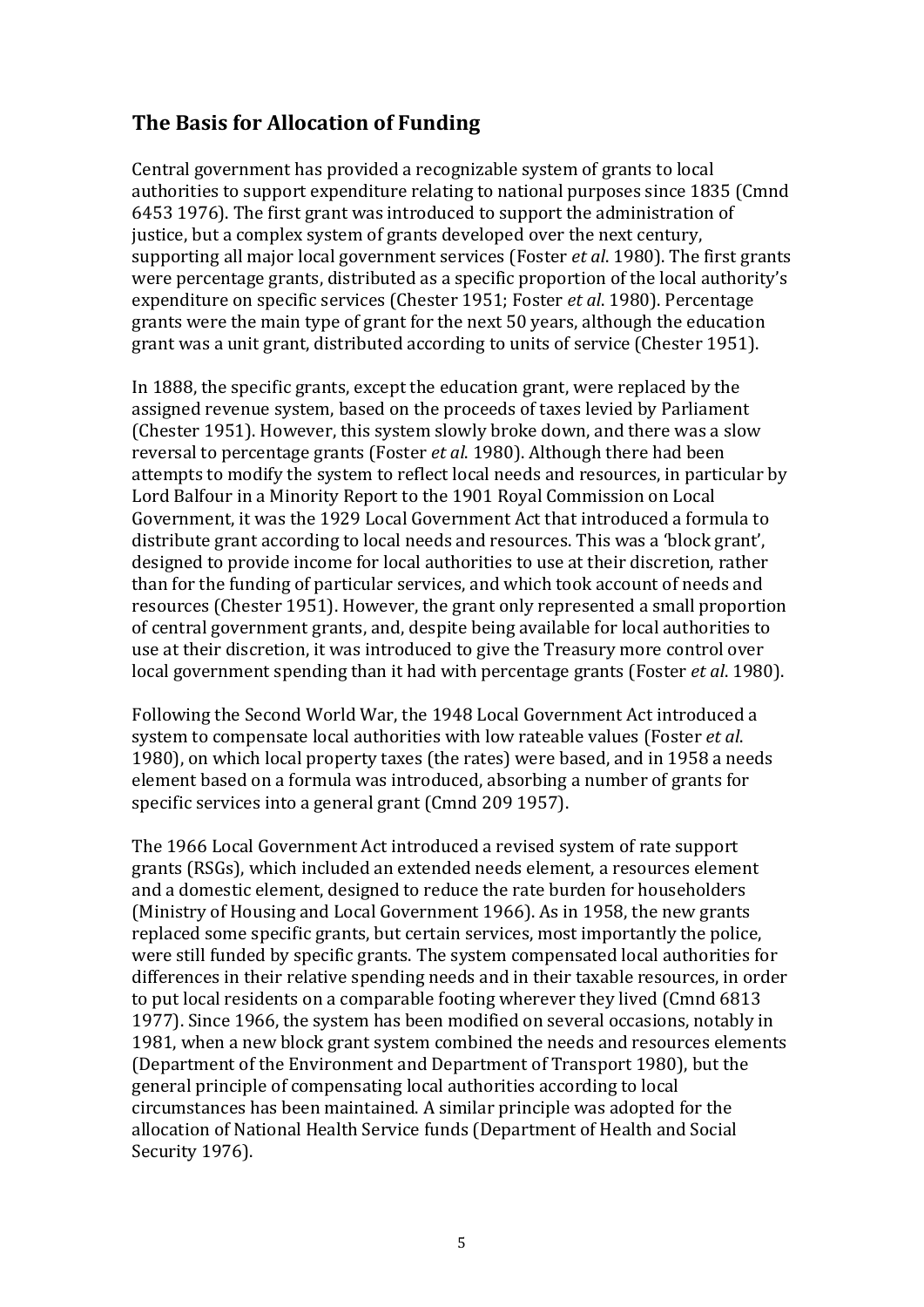## The Basis for Allocation of Funding

Central government has provided a recognizable system of grants to local authorities to support expenditure relating to national purposes since 1835 (Cmnd 6453 1976). The first grant was introduced to support the administration of justice, but a complex system of grants developed over the next century, supporting all major local government services (Foster *et al*. 1980). The first grants were percentage grants, distributed as a specific proportion of the local authority's expenditure on specific services (Chester 1951; Foster *et al*. 1980). Percentage grants were the main type of grant for the next 50 years, although the education grant was a unit grant, distributed according to units of service (Chester 1951).

In 1888, the specific grants, except the education grant, were replaced by the assigned revenue system, based on the proceeds of taxes levied by Parliament (Chester 1951). However, this system slowly broke down, and there was a slow reversal to percentage grants (Foster *et al*. 1980). Although there had been attempts to modify the system to reflect local needs and resources, in particular by Lord Balfour in a Minority Report to the 1901 Royal Commission on Local Government, it was the 1929 Local Government Act that introduced a formula to distribute grant according to local needs and resources. This was a 'block grant', designed to provide income for local authorities to use at their discretion, rather than for the funding of particular services, and which took account of needs and resources (Chester 1951). However, the grant only represented a small proportion of central government grants, and, despite being available for local authorities to use at their discretion, it was introduced to give the Treasury more control over local government spending than it had with percentage grants (Foster *et al*. 1980).

Following the Second World War, the 1948 Local Government Act introduced a system to compensate local authorities with low rateable values (Foster *et al*. 1980), on which local property taxes (the rates) were based, and in 1958 a needs element based on a formula was introduced, absorbing a number of grants for specific services into a general grant (Cmnd 209 1957).

The 1966 Local Government Act introduced a revised system of rate support grants (RSGs), which included an extended needs element, a resources element and a domestic element, designed to reduce the rate burden for householders (Ministry of Housing and Local Government 1966). As in 1958, the new grants replaced some specific grants, but certain services, most importantly the police, were still funded by specific grants. The system compensated local authorities for differences in their relative spending needs and in their taxable resources, in order to put local residents on a comparable footing wherever they lived (Cmnd 6813 1977). Since 1966, the system has been modified on several occasions, notably in 1981, when a new block grant system combined the needs and resources elements (Department of the Environment and Department of Transport 1980), but the general principle of compensating local authorities according to local circumstances has been maintained. A similar principle was adopted for the allocation of National Health Service funds (Department of Health and Social Security 1976).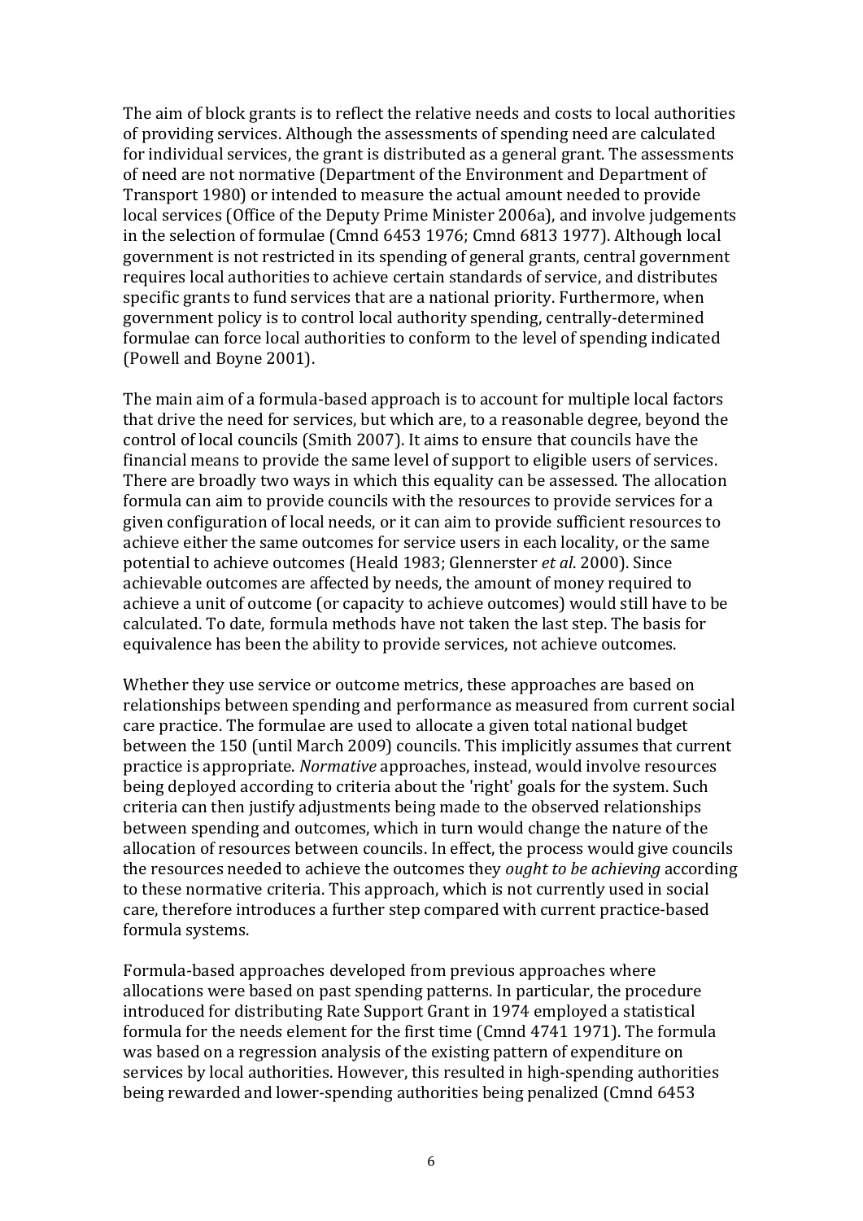The aim of block grants is to reflect the relative needs and costs to local authorities of providing services. Although the assessments of spending need are calculated for individual services, the grant is distributed as a general grant. The assessments of need are not normative (Department of the Environment and Department of Transport 1980) or intended to measure the actual amount needed to provide local services (Office of the Deputy Prime Minister 2006a), and involve judgements in the selection of formulae (Cmnd 6453 1976; Cmnd 6813 1977). Although local government is not restricted in its spending of general grants, central government requires local authorities to achieve certain standards of service, and distributes specific grants to fund services that are a national priority. Furthermore, when government policy is to control local authority spending, centrally-determined formulae can force local authorities to conform to the level of spending indicated (Powell and Boyne 2001).

The main aim of a formula-based approach is to account for multiple local factors that drive the need for services, but which are, to a reasonable degree, beyond the control of local councils (Smith 2007). It aims to ensure that councils have the financial means to provide the same level of support to eligible users of services. There are broadly two ways in which this equality can be assessed. The allocation formula can aim to provide councils with the resources to provide services for a given configuration of local needs, or it can aim to provide sufficient resources to achieve either the same outcomes for service users in each locality, or the same potential to achieve outcomes (Heald 1983; Glennerster *et al*. 2000). Since achievable outcomes are affected by needs, the amount of money required to achieve a unit of outcome (or capacity to achieve outcomes) would still have to be calculated. To date, formula methods have not taken the last step. The basis for equivalence has been the ability to provide services, not achieve outcomes.

Whether they use service or outcome metrics, these approaches are based on relationships between spending and performance as measured from current social care practice. The formulae are used to allocate a given total national budget between the 150 (until March 2009) councils. This implicitly assumes that current practice is appropriate. *Normative* approaches, instead, would involve resources being deployed according to criteria about the 'right' goals for the system. Such criteria can then justify adjustments being made to the observed relationships between spending and outcomes, which in turn would change the nature of the allocation of resources between councils. In effect, the process would give councils the resources needed to achieve the outcomes they *ought to be achieving* according to these normative criteria. This approach, which is not currently used in social care, therefore introduces a further step compared with current practice-based formula systems.

Formula-based approaches developed from previous approaches where allocations were based on past spending patterns. In particular, the procedure introduced for distributing Rate Support Grant in 1974 employed a statistical formula for the needs element for the first time (Cmnd 4741 1971). The formula was based on a regression analysis of the existing pattern of expenditure on services by local authorities. However, this resulted in high-spending authorities being rewarded and lower-spending authorities being penalized (Cmnd 6453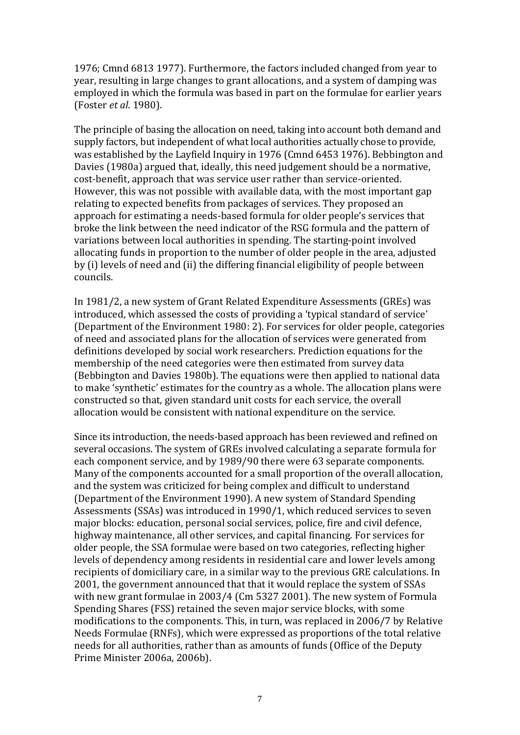1976; Cmnd 6813 1977). Furthermore, the factors included changed from year to year, resulting in large changes to grant allocations, and a system of damping was employed in which the formula was based in part on the formulae for earlier years (Foster *et al*. 1980).

The principle of basing the allocation on need, taking into account both demand and supply factors, but independent of what local authorities actually chose to provide, was established by the Layfield Inquiry in 1976 (Cmnd 6453 1976). Bebbington and Davies (1980a) argued that, ideally, this need judgement should be a normative, cost-benefit, approach that was service user rather than service-oriented. However, this was not possible with available data, with the most important gap relating to expected benefits from packages of services. They proposed an approach for estimating a needs-based formula for older people's services that broke the link between the need indicator of the RSG formula and the pattern of variations between local authorities in spending. The starting-point involved allocating funds in proportion to the number of older people in the area, adjusted by (i) levels of need and (ii) the differing financial eligibility of people between councils.

In 1981/2, a new system of Grant Related Expenditure Assessments (GREs) was introduced, which assessed the costs of providing a 'typical standard of service' (Department of the Environment 1980: 2). For services for older people, categories of need and associated plans for the allocation of services were generated from definitions developed by social work researchers. Prediction equations for the membership of the need categories were then estimated from survey data (Bebbington and Davies 1980b). The equations were then applied to national data to make 'synthetic' estimates for the country as a whole. The allocation plans were constructed so that, given standard unit costs for each service, the overall allocation would be consistent with national expenditure on the service.

Since its introduction, the needs-based approach has been reviewed and refined on several occasions. The system of GREs involved calculating a separate formula for each component service, and by 1989/90 there were 63 separate components. Many of the components accounted for a small proportion of the overall allocation, and the system was criticized for being complex and difficult to understand (Department of the Environment 1990). A new system of Standard Spending Assessments (SSAs) was introduced in 1990/1, which reduced services to seven major blocks: education, personal social services, police, fire and civil defence, highway maintenance, all other services, and capital financing. For services for older people, the SSA formulae were based on two categories, reflecting higher levels of dependency among residents in residential care and lower levels among recipients of domiciliary care, in a similar way to the previous GRE calculations. In 2001, the government announced that that it would replace the system of SSAs with new grant formulae in 2003/4 (Cm 5327 2001). The new system of Formula Spending Shares (FSS) retained the seven major service blocks, with some modifications to the components. This, in turn, was replaced in 2006/7 by Relative Needs Formulae (RNFs), which were expressed as proportions of the total relative needs for all authorities, rather than as amounts of funds (Office of the Deputy Prime Minister 2006a, 2006b).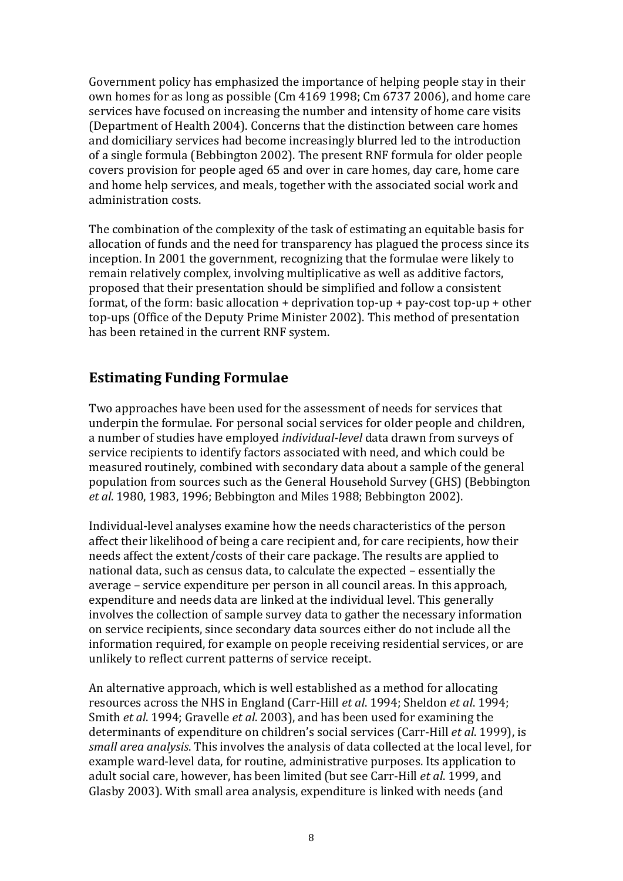Government policy has emphasized the importance of helping people stay in their own homes for as long as possible (Cm 4169 1998; Cm 6737 2006), and home care services have focused on increasing the number and intensity of home care visits (Department of Health 2004). Concerns that the distinction between care homes and domiciliary services had become increasingly blurred led to the introduction of a single formula (Bebbington 2002). The present RNF formula for older people covers provision for people aged 65 and over in care homes, day care, home care and home help services, and meals, together with the associated social work and administration costs.

The combination of the complexity of the task of estimating an equitable basis for allocation of funds and the need for transparency has plagued the process since its inception. In 2001 the government, recognizing that the formulae were likely to remain relatively complex, involving multiplicative as well as additive factors, proposed that their presentation should be simplified and follow a consistent format, of the form: basic allocation + deprivation top-up + pay-cost top-up + other top-ups (Office of the Deputy Prime Minister 2002). This method of presentation has been retained in the current RNF system.

## Estimating Funding Formulae

Two approaches have been used for the assessment of needs for services that underpin the formulae. For personal social services for older people and children, a number of studies have employed *individual-level* data drawn from surveys of service recipients to identify factors associated with need, and which could be measured routinely, combined with secondary data about a sample of the general population from sources such as the General Household Survey (GHS) (Bebbington *et al*. 1980, 1983, 1996; Bebbington and Miles 1988; Bebbington 2002).

Individual-level analyses examine how the needs characteristics of the person affect their likelihood of being a care recipient and, for care recipients, how their needs affect the extent/costs of their care package. The results are applied to national data, such as census data, to calculate the expected – essentially the average – service expenditure per person in all council areas. In this approach, expenditure and needs data are linked at the individual level. This generally involves the collection of sample survey data to gather the necessary information on service recipients, since secondary data sources either do not include all the information required, for example on people receiving residential services, or are unlikely to reflect current patterns of service receipt.

An alternative approach, which is well established as a method for allocating resources across the NHS in England (Carr-Hill *et al*. 1994; Sheldon *et al*. 1994; Smith *et al*. 1994; Gravelle *et al*. 2003), and has been used for examining the determinants of expenditure on children's social services (Carr-Hill *et al*. 1999), is *small area analysis*. This involves the analysis of data collected at the local level, for example ward-level data, for routine, administrative purposes. Its application to adult social care, however, has been limited (but see Carr-Hill *et al*. 1999, and Glasby 2003). With small area analysis, expenditure is linked with needs (and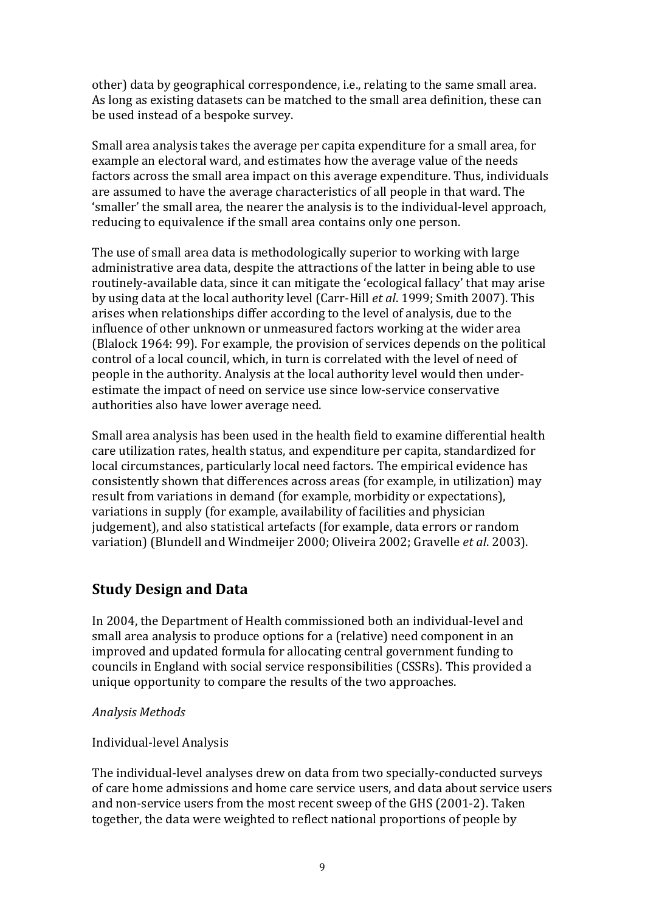other) data by geographical correspondence, i.e., relating to the same small area. As long as existing datasets can be matched to the small area definition, these can be used instead of a bespoke survey.

Small area analysis takes the average per capita expenditure for a small area, for example an electoral ward, and estimates how the average value of the needs factors across the small area impact on this average expenditure. Thus, individuals are assumed to have the average characteristics of all people in that ward. The 'smaller' the small area, the nearer the analysis is to the individual-level approach, reducing to equivalence if the small area contains only one person.

The use of small area data is methodologically superior to working with large administrative area data, despite the attractions of the latter in being able to use routinely-available data, since it can mitigate the 'ecological fallacy' that may arise by using data at the local authority level (Carr-Hill *et al*. 1999; Smith 2007). This arises when relationships differ according to the level of analysis, due to the influence of other unknown or unmeasured factors working at the wider area (Blalock 1964: 99). For example, the provision of services depends on the political control of a local council, which, in turn is correlated with the level of need of people in the authority. Analysis at the local authority level would then under-estimate the impact of need on service use since low-service conservative authorities also have lower average need.

Small area analysis has been used in the health field to examine differential health care utilization rates, health status, and expenditure per capita, standardized for local circumstances, particularly local need factors. The empirical evidence has consistently shown that differences across areas (for example, in utilization) may result from variations in demand (for example, morbidity or expectations), variations in supply (for example, availability of facilities and physician judgement), and also statistical artefacts (for example, data errors or random variation) (Blundell and Windmeijer 2000; Oliveira 2002; Gravelle *et al*. 2003).

## Study Design and Data

In 2004, the Department of Health commissioned both an individual-level and small area analysis to produce options for a (relative) need component in an improved and updated formula for allocating central government funding to councils in England with social service responsibilities (CSSRs). This provided a unique opportunity to compare the results of the two approaches.

*Analysis Methods*

Individual-level Analysis

The individual-level analyses drew on data from two specially-conducted surveys of care home admissions and home care service users, and data about service users and non-service users from the most recent sweep of the GHS (2001-2). Taken together, the data were weighted to reflect national proportions of people by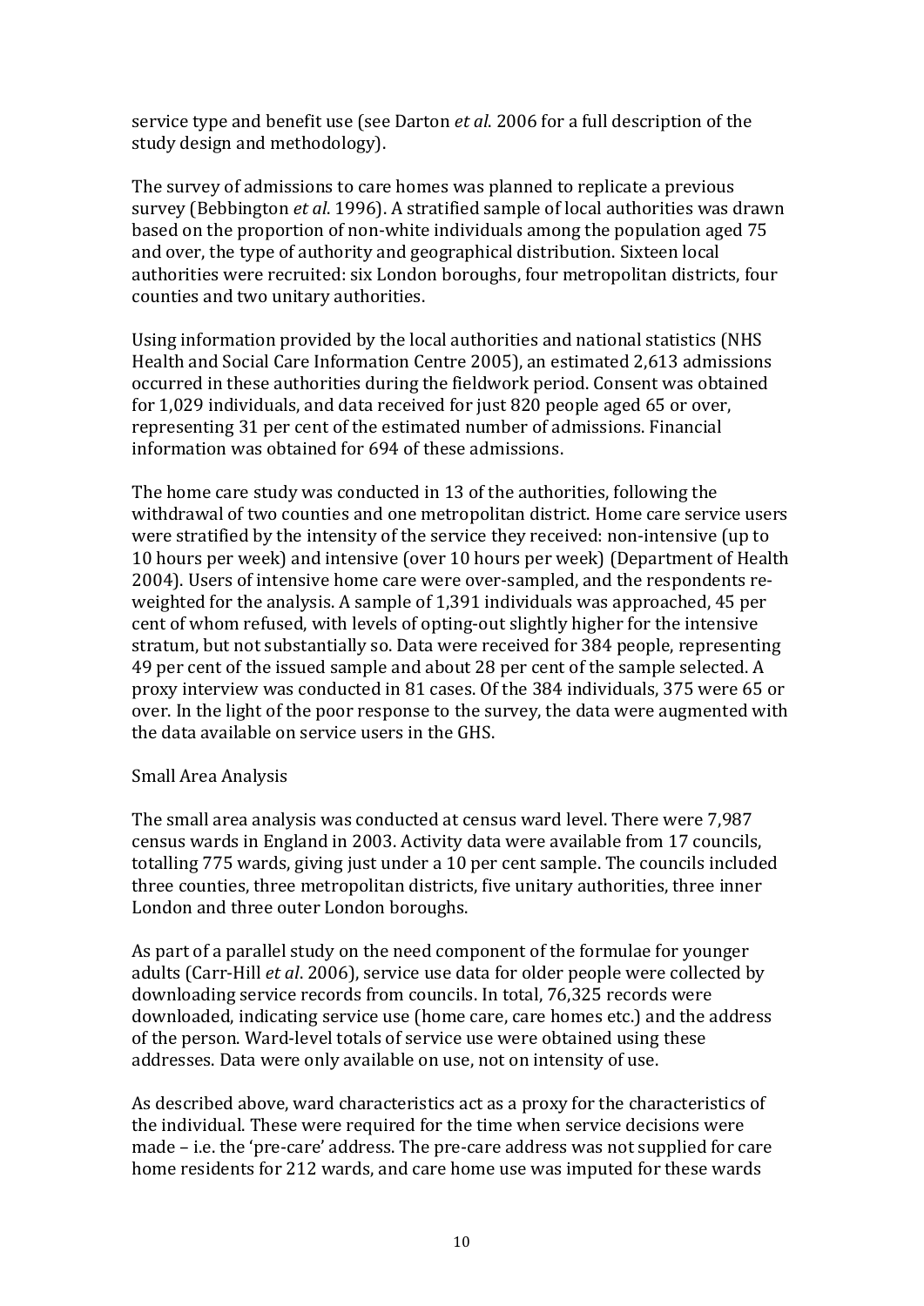service type and benefit use (see Darton *et al*. 2006 for a full description of the study design and methodology).

The survey of admissions to care homes was planned to replicate a previous survey (Bebbington *et al*. 1996). A stratified sample of local authorities was drawn based on the proportion of non-white individuals among the population aged 75 and over, the type of authority and geographical distribution. Sixteen local authorities were recruited: six London boroughs, four metropolitan districts, four counties and two unitary authorities.

Using information provided by the local authorities and national statistics (NHS Health and Social Care Information Centre 2005), an estimated 2,613 admissions occurred in these authorities during the fieldwork period. Consent was obtained for 1,029 individuals, and data received for just 820 people aged 65 or over, representing 31 per cent of the estimated number of admissions. Financial information was obtained for 694 of these admissions.

The home care study was conducted in 13 of the authorities, following the withdrawal of two counties and one metropolitan district. Home care service users were stratified by the intensity of the service they received: non-intensive (up to 10 hours per week) and intensive (over 10 hours per week) (Department of Health 2004). Users of intensive home care were over-sampled, and the respondents re-weighted for the analysis. A sample of 1,391 individuals was approached, 45 per cent of whom refused, with levels of opting-out slightly higher for the intensive stratum, but not substantially so. Data were received for 384 people, representing 49 per cent of the issued sample and about 28 per cent of the sample selected. A proxy interview was conducted in 81 cases. Of the 384 individuals, 375 were 65 or over. In the light of the poor response to the survey, the data were augmented with the data available on service users in the GHS.

Small Area Analysis

The small area analysis was conducted at census ward level. There were 7,987 census wards in England in 2003. Activity data were available from 17 councils, totalling 775 wards, giving just under a 10 per cent sample. The councils included three counties, three metropolitan districts, five unitary authorities, three inner London and three outer London boroughs.

As part of a parallel study on the need component of the formulae for younger adults (Carr-Hill *et al*. 2006), service use data for older people were collected by downloading service records from councils. In total, 76,325 records were downloaded, indicating service use (home care, care homes etc.) and the address of the person. Ward-level totals of service use were obtained using these addresses. Data were only available on use, not on intensity of use.

As described above, ward characteristics act as a proxy for the characteristics of the individual. These were required for the time when service decisions were made – i.e. the 'pre-care' address. The pre-care address was not supplied for care home residents for 212 wards, and care home use was imputed for these wards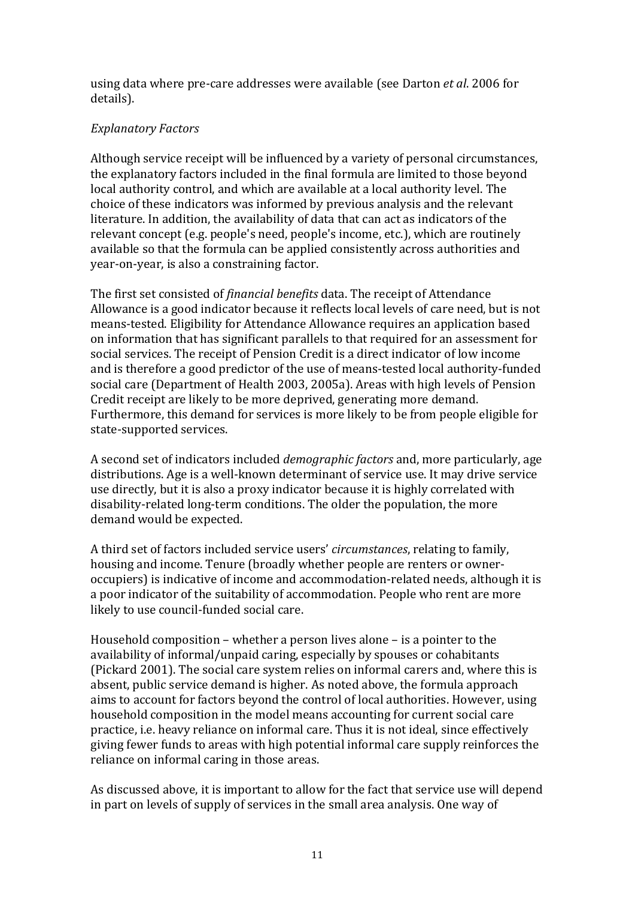using data where pre-care addresses were available (see Darton *et al*. 2006 for details).

*Explanatory Factors*

Although service receipt will be influenced by a variety of personal circumstances, the explanatory factors included in the final formula are limited to those beyond local authority control, and which are available at a local authority level. The choice of these indicators was informed by previous analysis and the relevant literature. In addition, the availability of data that can act as indicators of the relevant concept (e.g. people's need, people's income, etc.), which are routinely available so that the formula can be applied consistently across authorities and year-on-year, is also a constraining factor.

The first set consisted of *financial benefits* data. The receipt of Attendance Allowance is a good indicator because it reflects local levels of care need, but is not means-tested. Eligibility for Attendance Allowance requires an application based on information that has significant parallels to that required for an assessment for social services. The receipt of Pension Credit is a direct indicator of low income and is therefore a good predictor of the use of means-tested local authority-funded social care (Department of Health 2003, 2005a). Areas with high levels of Pension Credit receipt are likely to be more deprived, generating more demand. Furthermore, this demand for services is more likely to be from people eligible for state-supported services.

A second set of indicators included *demographic factors* and, more particularly, age distributions. Age is a well-known determinant of service use. It may drive service use directly, but it is also a proxy indicator because it is highly correlated with disability-related long-term conditions. The older the population, the more demand would be expected.

A third set of factors included service users' *circumstances*, relating to family, housing and income. Tenure (broadly whether people are renters or owner-occupiers) is indicative of income and accommodation-related needs, although it is a poor indicator of the suitability of accommodation. People who rent are more likely to use council-funded social care.

Household composition – whether a person lives alone – is a pointer to the availability of informal/unpaid caring, especially by spouses or cohabitants (Pickard 2001). The social care system relies on informal carers and, where this is absent, public service demand is higher. As noted above, the formula approach aims to account for factors beyond the control of local authorities. However, using household composition in the model means accounting for current social care practice, i.e. heavy reliance on informal care. Thus it is not ideal, since effectively giving fewer funds to areas with high potential informal care supply reinforces the reliance on informal caring in those areas.

As discussed above, it is important to allow for the fact that service use will depend in part on levels of supply of services in the small area analysis. One way of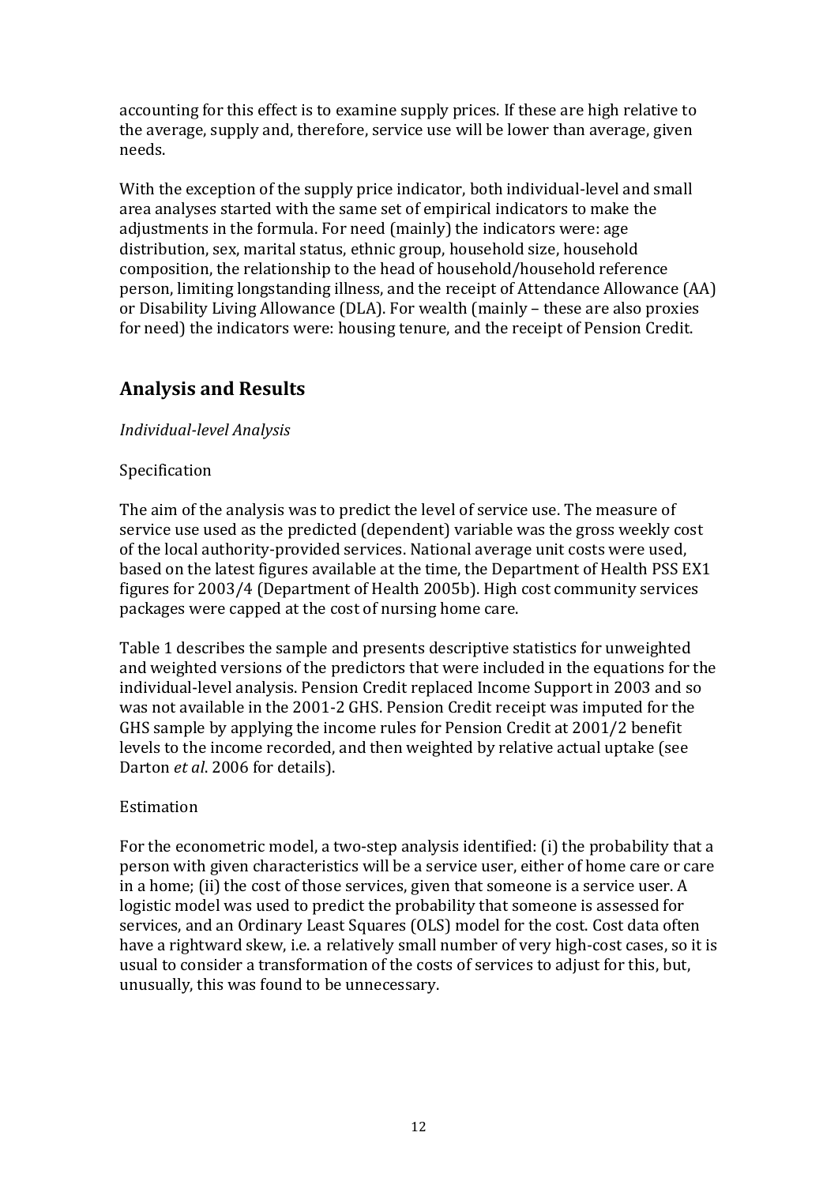accounting for this effect is to examine supply prices. If these are high relative to the average, supply and, therefore, service use will be lower than average, given needs.

With the exception of the supply price indicator, both individual-level and small area analyses started with the same set of empirical indicators to make the adjustments in the formula. For need (mainly) the indicators were: age distribution, sex, marital status, ethnic group, household size, household composition, the relationship to the head of household/household reference person, limiting longstanding illness, and the receipt of Attendance Allowance (AA) or Disability Living Allowance (DLA). For wealth (mainly – these are also proxies for need) the indicators were: housing tenure, and the receipt of Pension Credit.

## Analysis and Results

*Individual-level Analysis*

Specification

The aim of the analysis was to predict the level of service use. The measure of service use used as the predicted (dependent) variable was the gross weekly cost of the local authority-provided services. National average unit costs were used, based on the latest figures available at the time, the Department of Health PSS EX1 figures for 2003/4 (Department of Health 2005b). High cost community services packages were capped at the cost of nursing home care.

Table 1 describes the sample and presents descriptive statistics for unweighted and weighted versions of the predictors that were included in the equations for the individual-level analysis. Pension Credit replaced Income Support in 2003 and so was not available in the 2001-2 GHS. Pension Credit receipt was imputed for the GHS sample by applying the income rules for Pension Credit at 2001/2 benefit levels to the income recorded, and then weighted by relative actual uptake (see Darton *et al*. 2006 for details).

Estimation

For the econometric model, a two-step analysis identified: (i) the probability that a person with given characteristics will be a service user, either of home care or care in a home; (ii) the cost of those services, given that someone is a service user. A logistic model was used to predict the probability that someone is assessed for services, and an Ordinary Least Squares (OLS) model for the cost. Cost data often have a rightward skew, i.e. a relatively small number of very high-cost cases, so it is usual to consider a transformation of the costs of services to adjust for this, but, unusually, this was found to be unnecessary.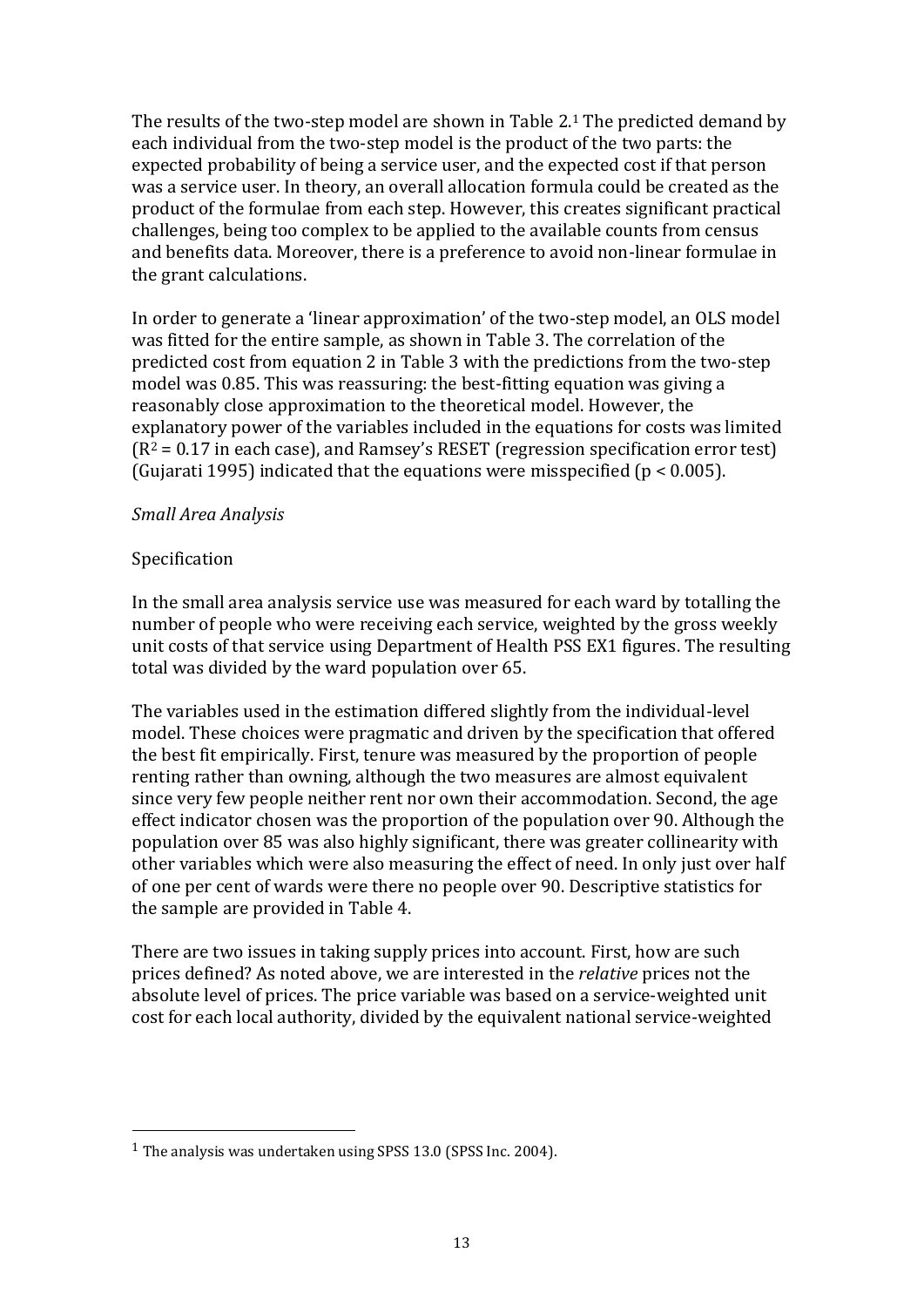The results of the two-step model are shown in Table 2.[1] The predicted demand by each individual from the two-step model is the product of the two parts: the expected probability of being a service user, and the expected cost if that person was a service user. In theory, an overall allocation formula could be created as the product of the formulae from each step. However, this creates significant practical challenges, being too complex to be applied to the available counts from census and benefits data. Moreover, there is a preference to avoid non-linear formulae in the grant calculations.

In order to generate a 'linear approximation' of the two-step model, an OLS model was fitted for the entire sample, as shown in Table 3. The correlation of the predicted cost from equation 2 in Table 3 with the predictions from the two-step model was 0.85. This was reassuring: the best-fitting equation was giving a reasonably close approximation to the theoretical model. However, the explanatory power of the variables included in the equations for costs was limited ($R^2 = 0.17$ in each case), and Ramsey's RESET (regression specification error test) (Gujarati 1995) indicated that the equations were misspecified ($p < 0.005$).

*Small Area Analysis*

Specification

In the small area analysis service use was measured for each ward by totalling the number of people who were receiving each service, weighted by the gross weekly unit costs of that service using Department of Health PSS EX1 figures. The resulting total was divided by the ward population over 65.

The variables used in the estimation differed slightly from the individual-level model. These choices were pragmatic and driven by the specification that offered the best fit empirically. First, tenure was measured by the proportion of people renting rather than owning, although the two measures are almost equivalent since very few people neither rent nor own their accommodation. Second, the age effect indicator chosen was the proportion of the population over 90. Although the population over 85 was also highly significant, there was greater collinearity with other variables which were also measuring the effect of need. In only just over half of one per cent of wards were there no people over 90. Descriptive statistics for the sample are provided in Table 4.

There are two issues in taking supply prices into account. First, how are such prices defined? As noted above, we are interested in the *relative* prices not the absolute level of prices. The price variable was based on a service-weighted unit cost for each local authority, divided by the equivalent national service-weighted

[1] The analysis was undertaken using SPSS 13.0 (SPSS Inc. 2004).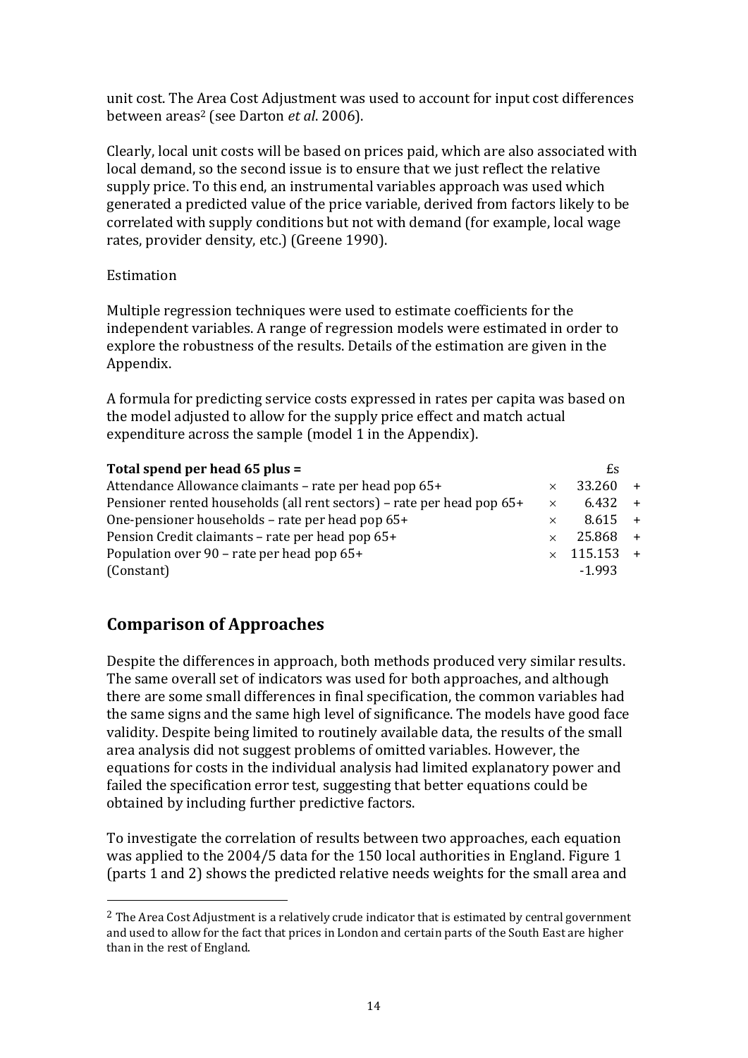unit cost. The Area Cost Adjustment was used to account for input cost differences between areas[2] (see Darton *et al*. 2006).

Clearly, local unit costs will be based on prices paid, which are also associated with local demand, so the second issue is to ensure that we just reflect the relative supply price. To this end, an instrumental variables approach was used which generated a predicted value of the price variable, derived from factors likely to be correlated with supply conditions but not with demand (for example, local wage rates, provider density, etc.) (Greene 1990).

Estimation

Multiple regression techniques were used to estimate coefficients for the independent variables. A range of regression models were estimated in order to explore the robustness of the results. Details of the estimation are given in the Appendix.

A formula for predicting service costs expressed in rates per capita was based on the model adjusted to allow for the supply price effect and match actual expenditure across the sample (model 1 in the Appendix).

| **Total spend per head 65 plus =** | | £s | |
|---|---|---|---|
| Attendance Allowance claimants – rate per head pop 65+ | × | 33.260 | + |
| Pensioner rented households (all rent sectors) – rate per head pop 65+ | × | 6.432 | + |
| One-pensioner households – rate per head pop 65+ | × | 8.615 | + |
| Pension Credit claimants – rate per head pop 65+ | × | 25.868 | + |
| Population over 90 – rate per head pop 65+ | × | 115.153 | + |
| (Constant) | | -1.993 | |

## Comparison of Approaches

Despite the differences in approach, both methods produced very similar results. The same overall set of indicators was used for both approaches, and although there are some small differences in final specification, the common variables had the same signs and the same high level of significance. The models have good face validity. Despite being limited to routinely available data, the results of the small area analysis did not suggest problems of omitted variables. However, the equations for costs in the individual analysis had limited explanatory power and failed the specification error test, suggesting that better equations could be obtained by including further predictive factors.

To investigate the correlation of results between two approaches, each equation was applied to the 2004/5 data for the 150 local authorities in England. Figure 1 (parts 1 and 2) shows the predicted relative needs weights for the small area and

[2] The Area Cost Adjustment is a relatively crude indicator that is estimated by central government and used to allow for the fact that prices in London and certain parts of the South East are higher than in the rest of England.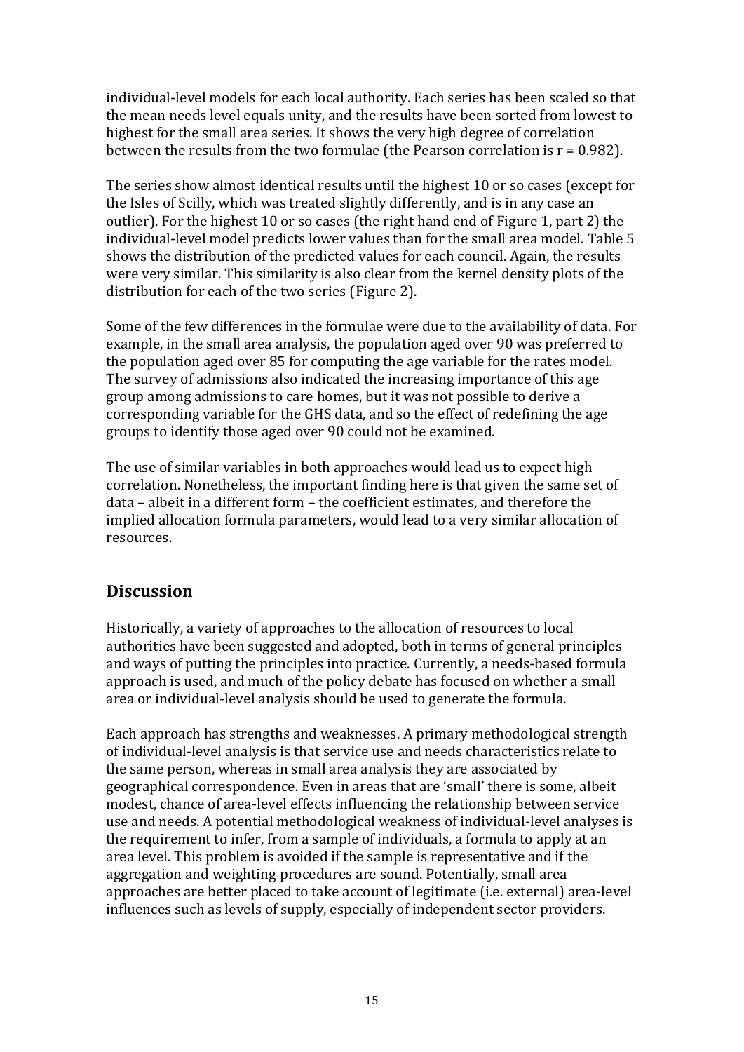individual-level models for each local authority. Each series has been scaled so that the mean needs level equals unity, and the results have been sorted from lowest to highest for the small area series. It shows the very high degree of correlation between the results from the two formulae (the Pearson correlation is r = 0.982).

The series show almost identical results until the highest 10 or so cases (except for the Isles of Scilly, which was treated slightly differently, and is in any case an outlier). For the highest 10 or so cases (the right hand end of Figure 1, part 2) the individual-level model predicts lower values than for the small area model. Table 5 shows the distribution of the predicted values for each council. Again, the results were very similar. This similarity is also clear from the kernel density plots of the distribution for each of the two series (Figure 2).

Some of the few differences in the formulae were due to the availability of data. For example, in the small area analysis, the population aged over 90 was preferred to the population aged over 85 for computing the age variable for the rates model. The survey of admissions also indicated the increasing importance of this age group among admissions to care homes, but it was not possible to derive a corresponding variable for the GHS data, and so the effect of redefining the age groups to identify those aged over 90 could not be examined.

The use of similar variables in both approaches would lead us to expect high correlation. Nonetheless, the important finding here is that given the same set of data – albeit in a different form – the coefficient estimates, and therefore the implied allocation formula parameters, would lead to a very similar allocation of resources.

## Discussion

Historically, a variety of approaches to the allocation of resources to local authorities have been suggested and adopted, both in terms of general principles and ways of putting the principles into practice. Currently, a needs-based formula approach is used, and much of the policy debate has focused on whether a small area or individual-level analysis should be used to generate the formula.

Each approach has strengths and weaknesses. A primary methodological strength of individual-level analysis is that service use and needs characteristics relate to the same person, whereas in small area analysis they are associated by geographical correspondence. Even in areas that are 'small' there is some, albeit modest, chance of area-level effects influencing the relationship between service use and needs. A potential methodological weakness of individual-level analyses is the requirement to infer, from a sample of individuals, a formula to apply at an area level. This problem is avoided if the sample is representative and if the aggregation and weighting procedures are sound. Potentially, small area approaches are better placed to take account of legitimate (i.e. external) area-level influences such as levels of supply, especially of independent sector providers.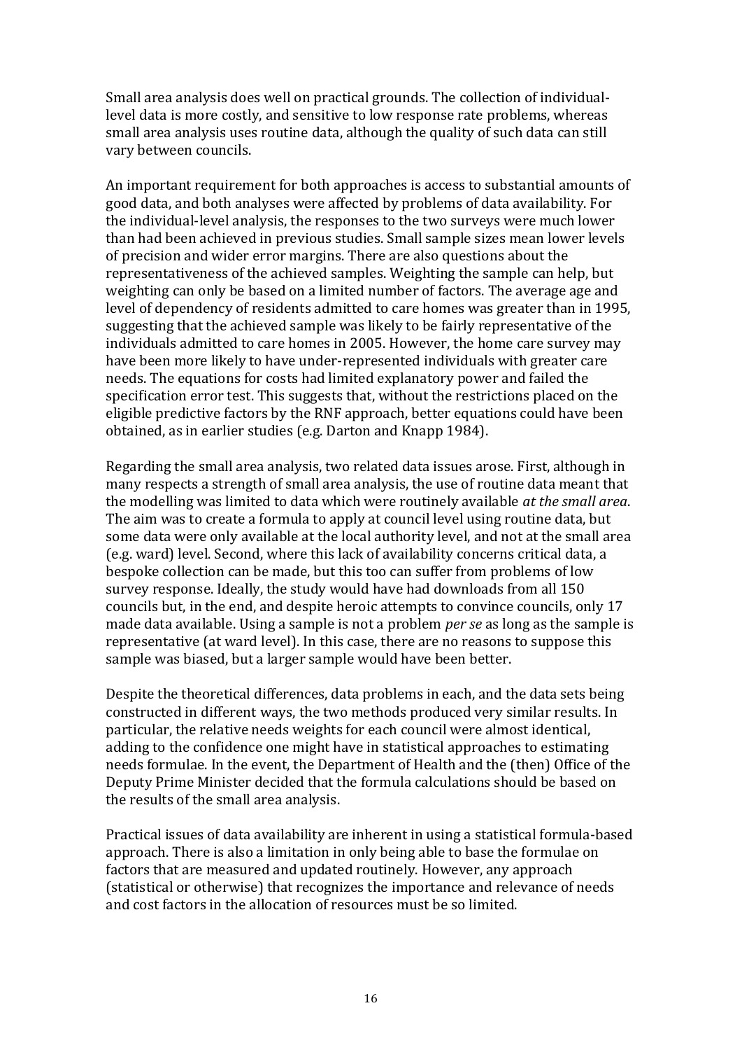Small area analysis does well on practical grounds. The collection of individual-level data is more costly, and sensitive to low response rate problems, whereas small area analysis uses routine data, although the quality of such data can still vary between councils.

An important requirement for both approaches is access to substantial amounts of good data, and both analyses were affected by problems of data availability. For the individual-level analysis, the responses to the two surveys were much lower than had been achieved in previous studies. Small sample sizes mean lower levels of precision and wider error margins. There are also questions about the representativeness of the achieved samples. Weighting the sample can help, but weighting can only be based on a limited number of factors. The average age and level of dependency of residents admitted to care homes was greater than in 1995, suggesting that the achieved sample was likely to be fairly representative of the individuals admitted to care homes in 2005. However, the home care survey may have been more likely to have under-represented individuals with greater care needs. The equations for costs had limited explanatory power and failed the specification error test. This suggests that, without the restrictions placed on the eligible predictive factors by the RNF approach, better equations could have been obtained, as in earlier studies (e.g. Darton and Knapp 1984).

Regarding the small area analysis, two related data issues arose. First, although in many respects a strength of small area analysis, the use of routine data meant that the modelling was limited to data which were routinely available *at the small area*. The aim was to create a formula to apply at council level using routine data, but some data were only available at the local authority level, and not at the small area (e.g. ward) level. Second, where this lack of availability concerns critical data, a bespoke collection can be made, but this too can suffer from problems of low survey response. Ideally, the study would have had downloads from all 150 councils but, in the end, and despite heroic attempts to convince councils, only 17 made data available. Using a sample is not a problem *per se* as long as the sample is representative (at ward level). In this case, there are no reasons to suppose this sample was biased, but a larger sample would have been better.

Despite the theoretical differences, data problems in each, and the data sets being constructed in different ways, the two methods produced very similar results. In particular, the relative needs weights for each council were almost identical, adding to the confidence one might have in statistical approaches to estimating needs formulae. In the event, the Department of Health and the (then) Office of the Deputy Prime Minister decided that the formula calculations should be based on the results of the small area analysis.

Practical issues of data availability are inherent in using a statistical formula-based approach. There is also a limitation in only being able to base the formulae on factors that are measured and updated routinely. However, any approach (statistical or otherwise) that recognizes the importance and relevance of needs and cost factors in the allocation of resources must be so limited.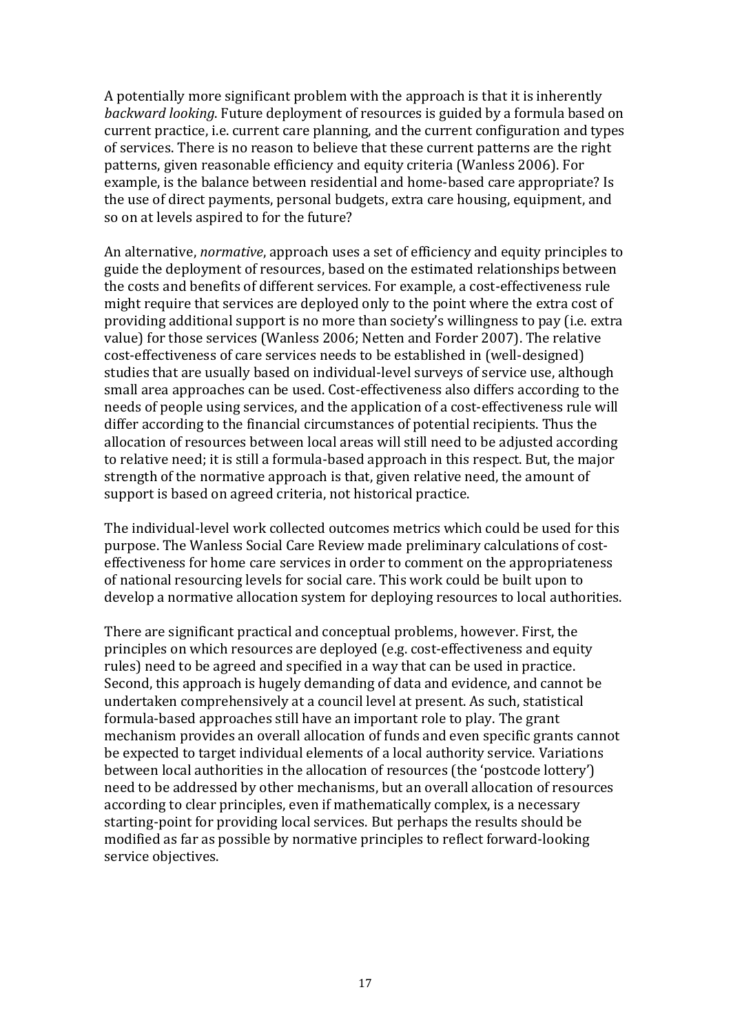A potentially more significant problem with the approach is that it is inherently *backward looking*. Future deployment of resources is guided by a formula based on current practice, i.e. current care planning, and the current configuration and types of services. There is no reason to believe that these current patterns are the right patterns, given reasonable efficiency and equity criteria (Wanless 2006). For example, is the balance between residential and home-based care appropriate? Is the use of direct payments, personal budgets, extra care housing, equipment, and so on at levels aspired to for the future?

An alternative, *normative*, approach uses a set of efficiency and equity principles to guide the deployment of resources, based on the estimated relationships between the costs and benefits of different services. For example, a cost-effectiveness rule might require that services are deployed only to the point where the extra cost of providing additional support is no more than society's willingness to pay (i.e. extra value) for those services (Wanless 2006; Netten and Forder 2007). The relative cost-effectiveness of care services needs to be established in (well-designed) studies that are usually based on individual-level surveys of service use, although small area approaches can be used. Cost-effectiveness also differs according to the needs of people using services, and the application of a cost-effectiveness rule will differ according to the financial circumstances of potential recipients. Thus the allocation of resources between local areas will still need to be adjusted according to relative need; it is still a formula-based approach in this respect. But, the major strength of the normative approach is that, given relative need, the amount of support is based on agreed criteria, not historical practice.

The individual-level work collected outcomes metrics which could be used for this purpose. The Wanless Social Care Review made preliminary calculations of cost-effectiveness for home care services in order to comment on the appropriateness of national resourcing levels for social care. This work could be built upon to develop a normative allocation system for deploying resources to local authorities.

There are significant practical and conceptual problems, however. First, the principles on which resources are deployed (e.g. cost-effectiveness and equity rules) need to be agreed and specified in a way that can be used in practice. Second, this approach is hugely demanding of data and evidence, and cannot be undertaken comprehensively at a council level at present. As such, statistical formula-based approaches still have an important role to play. The grant mechanism provides an overall allocation of funds and even specific grants cannot be expected to target individual elements of a local authority service. Variations between local authorities in the allocation of resources (the 'postcode lottery') need to be addressed by other mechanisms, but an overall allocation of resources according to clear principles, even if mathematically complex, is a necessary starting-point for providing local services. But perhaps the results should be modified as far as possible by normative principles to reflect forward-looking service objectives.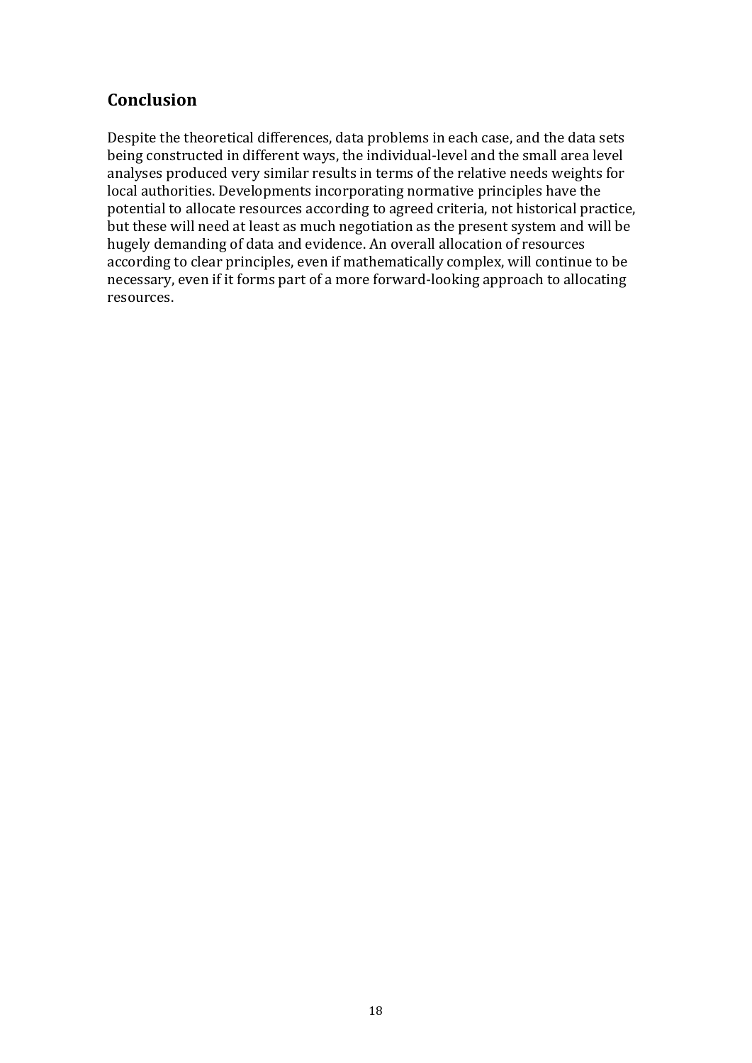## Conclusion

Despite the theoretical differences, data problems in each case, and the data sets being constructed in different ways, the individual-level and the small area level analyses produced very similar results in terms of the relative needs weights for local authorities. Developments incorporating normative principles have the potential to allocate resources according to agreed criteria, not historical practice, but these will need at least as much negotiation as the present system and will be hugely demanding of data and evidence. An overall allocation of resources according to clear principles, even if mathematically complex, will continue to be necessary, even if it forms part of a more forward-looking approach to allocating resources.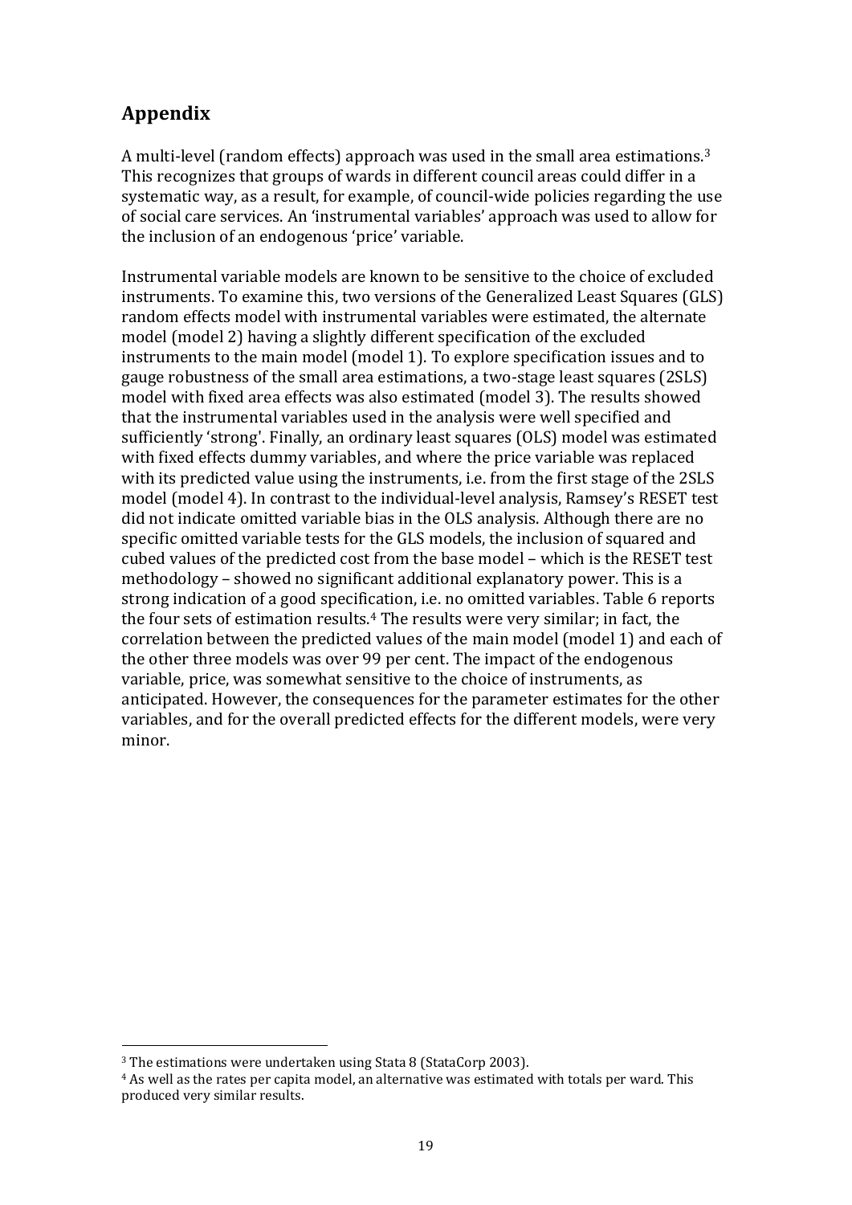## Appendix

A multi-level (random effects) approach was used in the small area estimations.[3] This recognizes that groups of wards in different council areas could differ in a systematic way, as a result, for example, of council-wide policies regarding the use of social care services. An 'instrumental variables' approach was used to allow for the inclusion of an endogenous 'price' variable.

Instrumental variable models are known to be sensitive to the choice of excluded instruments. To examine this, two versions of the Generalized Least Squares (GLS) random effects model with instrumental variables were estimated, the alternate model (model 2) having a slightly different specification of the excluded instruments to the main model (model 1). To explore specification issues and to gauge robustness of the small area estimations, a two-stage least squares (2SLS) model with fixed area effects was also estimated (model 3). The results showed that the instrumental variables used in the analysis were well specified and sufficiently 'strong'. Finally, an ordinary least squares (OLS) model was estimated with fixed effects dummy variables, and where the price variable was replaced with its predicted value using the instruments, i.e. from the first stage of the 2SLS model (model 4). In contrast to the individual-level analysis, Ramsey's RESET test did not indicate omitted variable bias in the OLS analysis. Although there are no specific omitted variable tests for the GLS models, the inclusion of squared and cubed values of the predicted cost from the base model – which is the RESET test methodology – showed no significant additional explanatory power. This is a strong indication of a good specification, i.e. no omitted variables. Table 6 reports the four sets of estimation results.[4] The results were very similar; in fact, the correlation between the predicted values of the main model (model 1) and each of the other three models was over 99 per cent. The impact of the endogenous variable, price, was somewhat sensitive to the choice of instruments, as anticipated. However, the consequences for the parameter estimates for the other variables, and for the overall predicted effects for the different models, were very minor.

---

[3] The estimations were undertaken using Stata 8 (StataCorp 2003).

[4] As well as the rates per capita model, an alternative was estimated with totals per ward. This produced very similar results.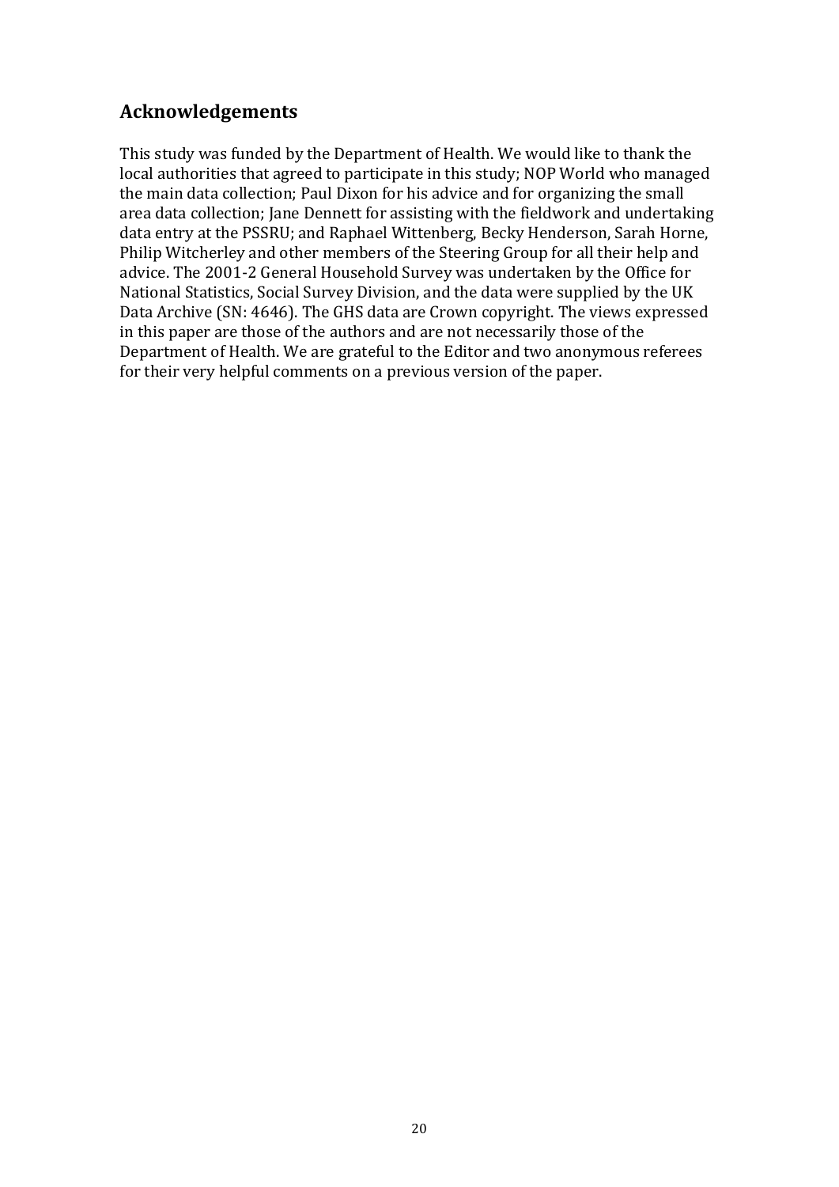## Acknowledgements

This study was funded by the Department of Health. We would like to thank the local authorities that agreed to participate in this study; NOP World who managed the main data collection; Paul Dixon for his advice and for organizing the small area data collection; Jane Dennett for assisting with the fieldwork and undertaking data entry at the PSSRU; and Raphael Wittenberg, Becky Henderson, Sarah Horne, Philip Witcherley and other members of the Steering Group for all their help and advice. The 2001-2 General Household Survey was undertaken by the Office for National Statistics, Social Survey Division, and the data were supplied by the UK Data Archive (SN: 4646). The GHS data are Crown copyright. The views expressed in this paper are those of the authors and are not necessarily those of the Department of Health. We are grateful to the Editor and two anonymous referees for their very helpful comments on a previous version of the paper.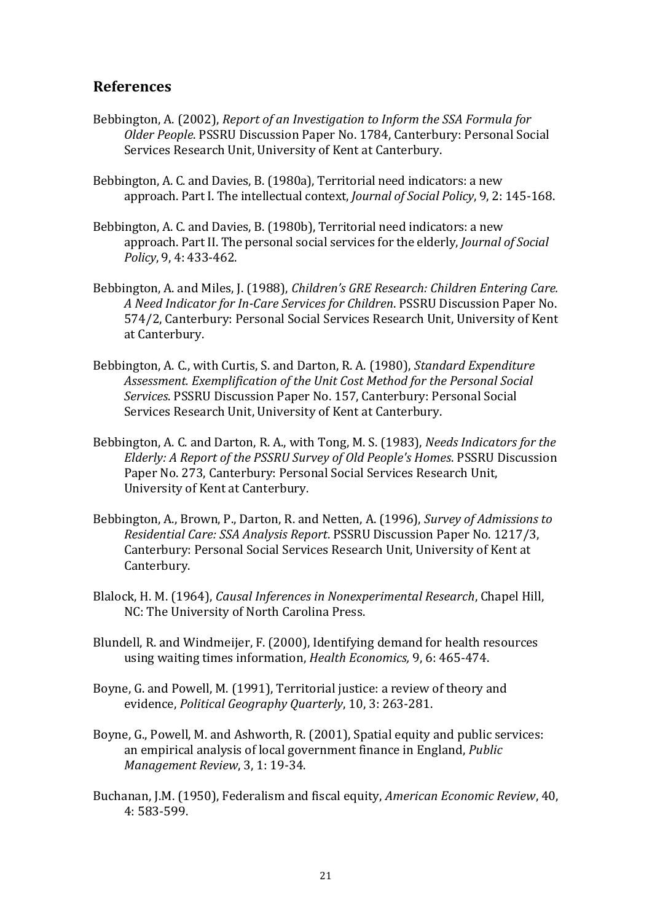## References

Bebbington, A. (2002), *Report of an Investigation to Inform the SSA Formula for Older People*. PSSRU Discussion Paper No. 1784, Canterbury: Personal Social Services Research Unit, University of Kent at Canterbury.

Bebbington, A. C. and Davies, B. (1980a), Territorial need indicators: a new approach. Part I. The intellectual context, *Journal of Social Policy*, 9, 2: 145-168.

Bebbington, A. C. and Davies, B. (1980b), Territorial need indicators: a new approach. Part II. The personal social services for the elderly, *Journal of Social Policy*, 9, 4: 433-462.

Bebbington, A. and Miles, J. (1988), *Children's GRE Research: Children Entering Care. A Need Indicator for In-Care Services for Children*. PSSRU Discussion Paper No. 574/2, Canterbury: Personal Social Services Research Unit, University of Kent at Canterbury.

Bebbington, A. C., with Curtis, S. and Darton, R. A. (1980), *Standard Expenditure Assessment. Exemplification of the Unit Cost Method for the Personal Social Services*. PSSRU Discussion Paper No. 157, Canterbury: Personal Social Services Research Unit, University of Kent at Canterbury.

Bebbington, A. C. and Darton, R. A., with Tong, M. S. (1983), *Needs Indicators for the Elderly: A Report of the PSSRU Survey of Old People's Homes*. PSSRU Discussion Paper No. 273, Canterbury: Personal Social Services Research Unit, University of Kent at Canterbury.

Bebbington, A., Brown, P., Darton, R. and Netten, A. (1996), *Survey of Admissions to Residential Care: SSA Analysis Report*. PSSRU Discussion Paper No. 1217/3, Canterbury: Personal Social Services Research Unit, University of Kent at Canterbury.

Blalock, H. M. (1964), *Causal Inferences in Nonexperimental Research*, Chapel Hill, NC: The University of North Carolina Press.

Blundell, R. and Windmeijer, F. (2000), Identifying demand for health resources using waiting times information, *Health Economics,* 9, 6: 465-474.

Boyne, G. and Powell, M. (1991), Territorial justice: a review of theory and evidence, *Political Geography Quarterly*, 10, 3: 263-281.

Boyne, G., Powell, M. and Ashworth, R. (2001), Spatial equity and public services: an empirical analysis of local government finance in England, *Public Management Review*, 3, 1: 19-34.

Buchanan, J.M. (1950), Federalism and fiscal equity, *American Economic Review*, 40, 4: 583-599.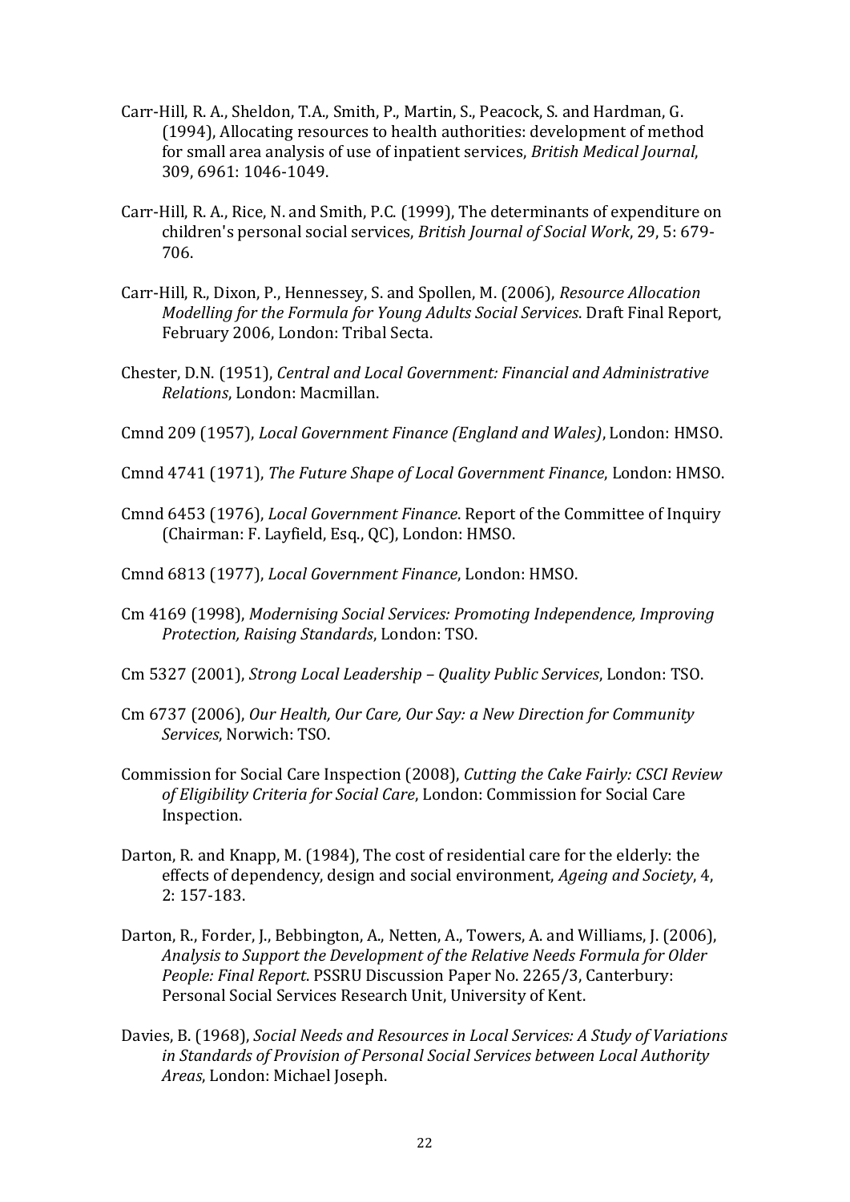Carr-Hill, R. A., Sheldon, T.A., Smith, P., Martin, S., Peacock, S. and Hardman, G. (1994), Allocating resources to health authorities: development of method for small area analysis of use of inpatient services, *British Medical Journal*, 309, 6961: 1046-1049.

Carr-Hill, R. A., Rice, N. and Smith, P.C. (1999), The determinants of expenditure on children's personal social services, *British Journal of Social Work*, 29, 5: 679-706.

Carr-Hill, R., Dixon, P., Hennessey, S. and Spollen, M. (2006), *Resource Allocation Modelling for the Formula for Young Adults Social Services*. Draft Final Report, February 2006, London: Tribal Secta.

Chester, D.N. (1951), *Central and Local Government: Financial and Administrative Relations*, London: Macmillan.

Cmnd 209 (1957), *Local Government Finance (England and Wales)*, London: HMSO.

Cmnd 4741 (1971), *The Future Shape of Local Government Finance*, London: HMSO.

Cmnd 6453 (1976), *Local Government Finance*. Report of the Committee of Inquiry (Chairman: F. Layfield, Esq., QC), London: HMSO.

Cmnd 6813 (1977), *Local Government Finance*, London: HMSO.

Cm 4169 (1998), *Modernising Social Services: Promoting Independence, Improving Protection, Raising Standards*, London: TSO.

Cm 5327 (2001), *Strong Local Leadership – Quality Public Services*, London: TSO.

Cm 6737 (2006), *Our Health, Our Care, Our Say: a New Direction for Community Services*, Norwich: TSO.

Commission for Social Care Inspection (2008), *Cutting the Cake Fairly: CSCI Review of Eligibility Criteria for Social Care*, London: Commission for Social Care Inspection.

Darton, R. and Knapp, M. (1984), The cost of residential care for the elderly: the effects of dependency, design and social environment, *Ageing and Society*, 4, 2: 157-183.

Darton, R., Forder, J., Bebbington, A., Netten, A., Towers, A. and Williams, J. (2006), *Analysis to Support the Development of the Relative Needs Formula for Older People: Final Report*. PSSRU Discussion Paper No. 2265/3, Canterbury: Personal Social Services Research Unit, University of Kent.

Davies, B. (1968), *Social Needs and Resources in Local Services: A Study of Variations in Standards of Provision of Personal Social Services between Local Authority Areas*, London: Michael Joseph.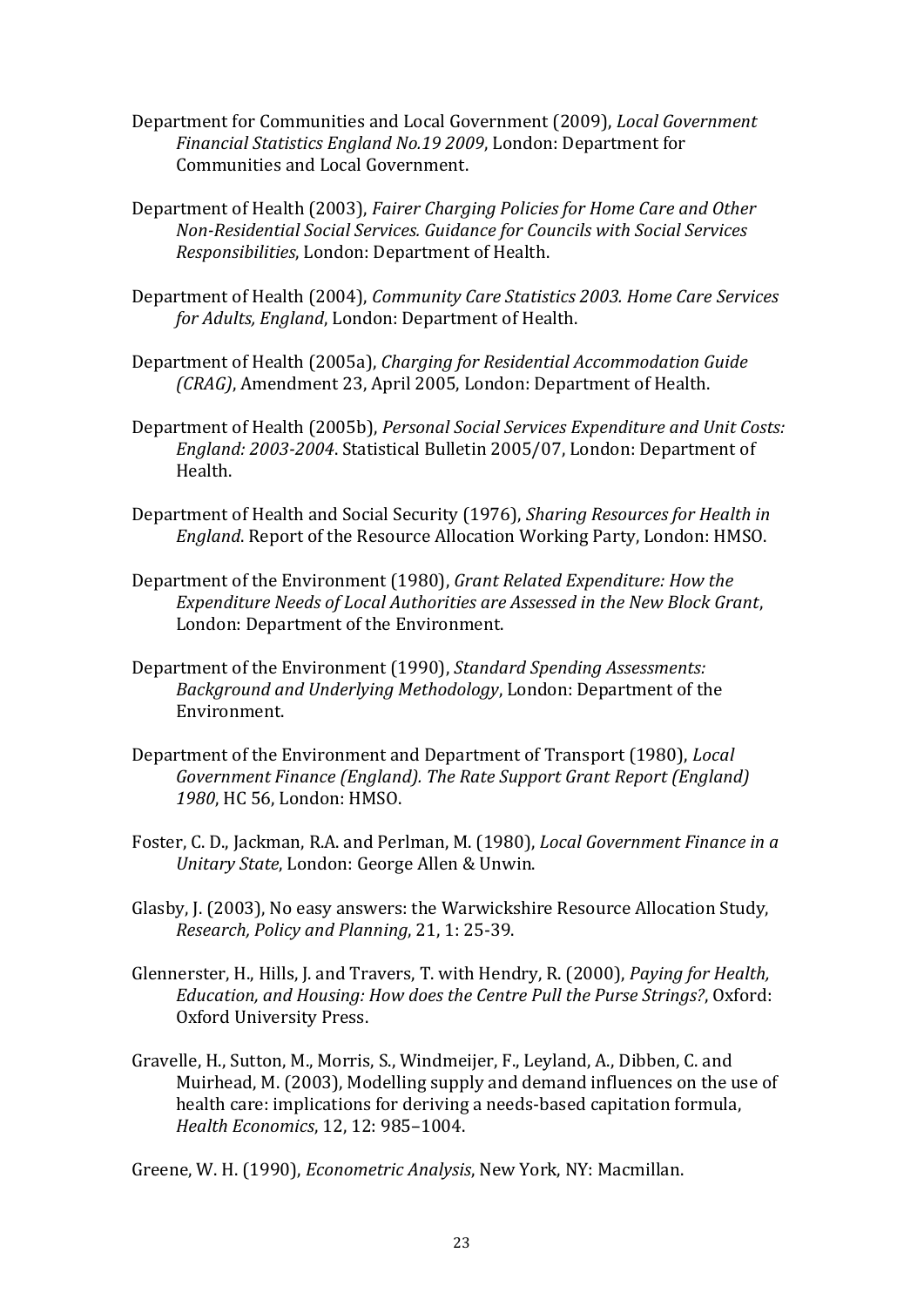Department for Communities and Local Government (2009), *Local Government Financial Statistics England No.19 2009*, London: Department for Communities and Local Government.

Department of Health (2003), *Fairer Charging Policies for Home Care and Other Non-Residential Social Services. Guidance for Councils with Social Services Responsibilities*, London: Department of Health.

Department of Health (2004), *Community Care Statistics 2003. Home Care Services for Adults, England*, London: Department of Health.

Department of Health (2005a), *Charging for Residential Accommodation Guide (CRAG)*, Amendment 23, April 2005, London: Department of Health.

Department of Health (2005b), *Personal Social Services Expenditure and Unit Costs: England: 2003-2004*. Statistical Bulletin 2005/07, London: Department of Health.

Department of Health and Social Security (1976), *Sharing Resources for Health in England*. Report of the Resource Allocation Working Party, London: HMSO.

Department of the Environment (1980), *Grant Related Expenditure: How the Expenditure Needs of Local Authorities are Assessed in the New Block Grant*, London: Department of the Environment.

Department of the Environment (1990), *Standard Spending Assessments: Background and Underlying Methodology*, London: Department of the Environment.

Department of the Environment and Department of Transport (1980), *Local Government Finance (England). The Rate Support Grant Report (England) 1980*, HC 56, London: HMSO.

Foster, C. D., Jackman, R.A. and Perlman, M. (1980), *Local Government Finance in a Unitary State*, London: George Allen & Unwin.

Glasby, J. (2003), No easy answers: the Warwickshire Resource Allocation Study, *Research, Policy and Planning*, 21, 1: 25-39.

Glennerster, H., Hills, J. and Travers, T. with Hendry, R. (2000), *Paying for Health, Education, and Housing: How does the Centre Pull the Purse Strings?*, Oxford: Oxford University Press.

Gravelle, H., Sutton, M., Morris, S., Windmeijer, F., Leyland, A., Dibben, C. and Muirhead, M. (2003), Modelling supply and demand influences on the use of health care: implications for deriving a needs-based capitation formula, *Health Economics*, 12, 12: 985–1004.

Greene, W. H. (1990), *Econometric Analysis*, New York, NY: Macmillan.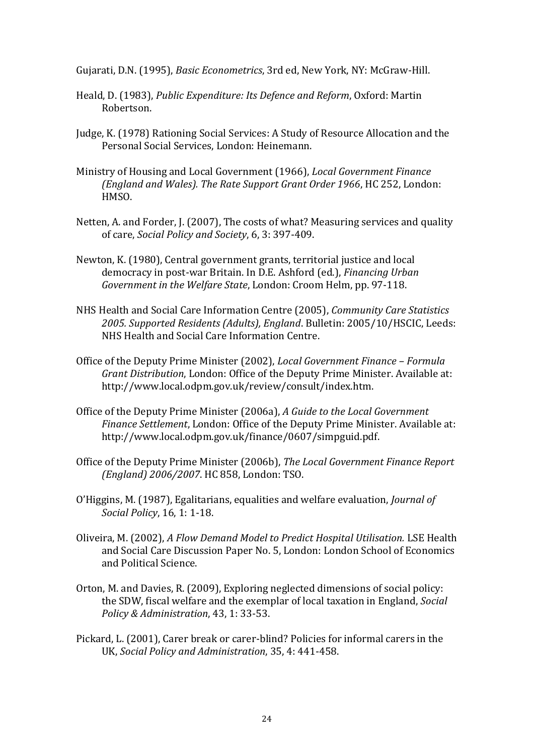Gujarati, D.N. (1995), *Basic Econometrics*, 3rd ed, New York, NY: McGraw-Hill.

Heald, D. (1983), *Public Expenditure: Its Defence and Reform*, Oxford: Martin Robertson.

Judge, K. (1978) Rationing Social Services: A Study of Resource Allocation and the Personal Social Services, London: Heinemann.

Ministry of Housing and Local Government (1966), *Local Government Finance (England and Wales). The Rate Support Grant Order 1966*, HC 252, London: HMSO.

Netten, A. and Forder, J. (2007), The costs of what? Measuring services and quality of care, *Social Policy and Society*, 6, 3: 397-409.

Newton, K. (1980), Central government grants, territorial justice and local democracy in post-war Britain. In D.E. Ashford (ed.), *Financing Urban Government in the Welfare State*, London: Croom Helm, pp. 97-118.

NHS Health and Social Care Information Centre (2005), *Community Care Statistics 2005. Supported Residents (Adults), England*. Bulletin: 2005/10/HSCIC, Leeds: NHS Health and Social Care Information Centre.

Office of the Deputy Prime Minister (2002), *Local Government Finance – Formula Grant Distribution*, London: Office of the Deputy Prime Minister. Available at: http://www.local.odpm.gov.uk/review/consult/index.htm.

Office of the Deputy Prime Minister (2006a), *A Guide to the Local Government Finance Settlement*, London: Office of the Deputy Prime Minister. Available at: http://www.local.odpm.gov.uk/finance/0607/simpguid.pdf.

Office of the Deputy Prime Minister (2006b), *The Local Government Finance Report (England) 2006/2007*. HC 858, London: TSO.

O'Higgins, M. (1987), Egalitarians, equalities and welfare evaluation, *Journal of Social Policy*, 16, 1: 1-18.

Oliveira, M. (2002), *A Flow Demand Model to Predict Hospital Utilisation.* LSE Health and Social Care Discussion Paper No. 5, London: London School of Economics and Political Science.

Orton, M. and Davies, R. (2009), Exploring neglected dimensions of social policy: the SDW, fiscal welfare and the exemplar of local taxation in England, *Social Policy & Administration*, 43, 1: 33-53.

Pickard, L. (2001), Carer break or carer-blind? Policies for informal carers in the UK, *Social Policy and Administration*, 35, 4: 441-458.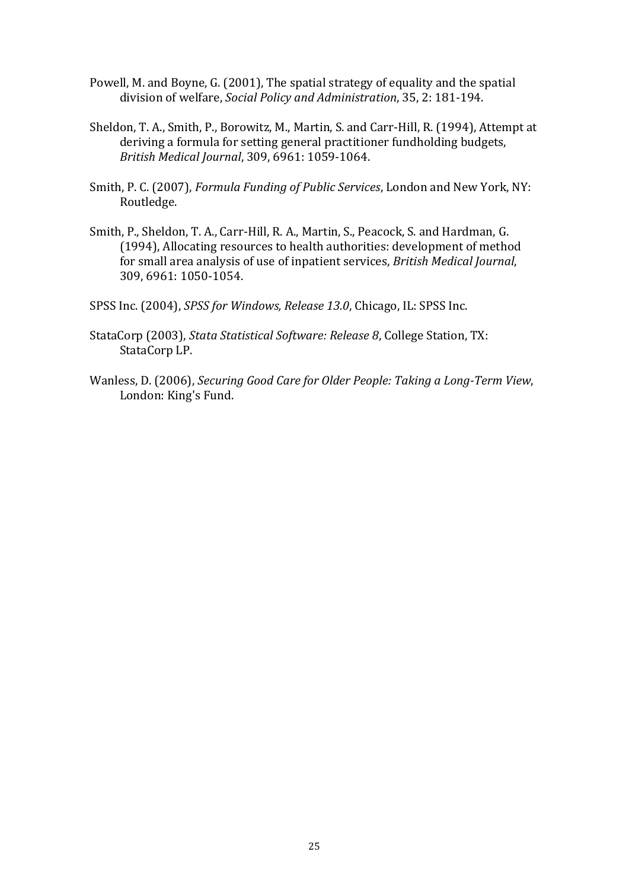Powell, M. and Boyne, G. (2001), The spatial strategy of equality and the spatial division of welfare, *Social Policy and Administration*, 35, 2: 181-194.

Sheldon, T. A., Smith, P., Borowitz, M., Martin, S. and Carr-Hill, R. (1994), Attempt at deriving a formula for setting general practitioner fundholding budgets, *British Medical Journal*, 309, 6961: 1059-1064.

Smith, P. C. (2007), *Formula Funding of Public Services*, London and New York, NY: Routledge.

Smith, P., Sheldon, T. A., Carr-Hill, R. A., Martin, S., Peacock, S. and Hardman, G. (1994), Allocating resources to health authorities: development of method for small area analysis of use of inpatient services, *British Medical Journal*, 309, 6961: 1050-1054.

SPSS Inc. (2004), *SPSS for Windows, Release 13.0*, Chicago, IL: SPSS Inc.

StataCorp (2003), *Stata Statistical Software: Release 8*, College Station, TX: StataCorp LP.

Wanless, D. (2006), *Securing Good Care for Older People: Taking a Long-Term View*, London: King's Fund.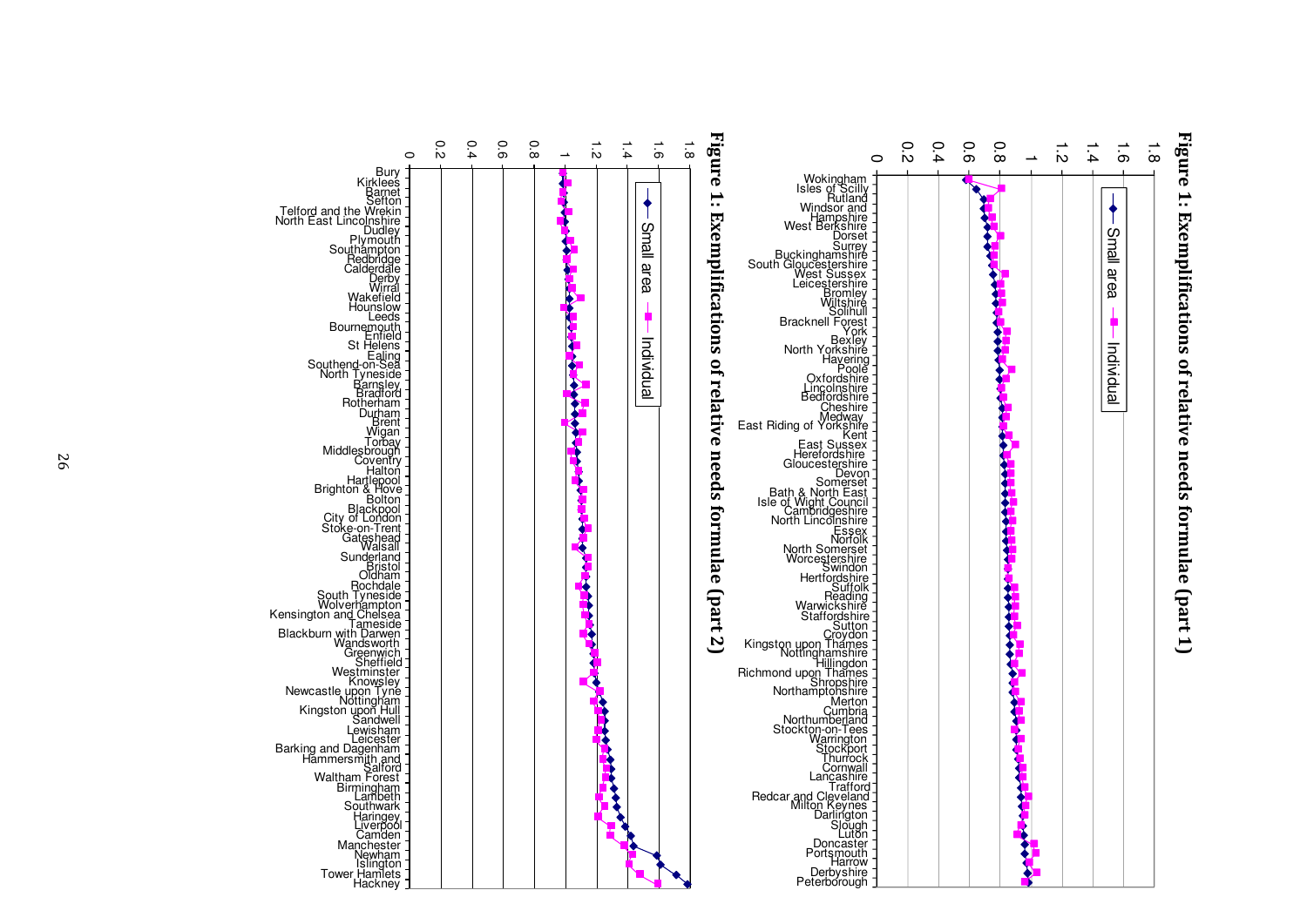**Figure 1: Exemplifications of relative needs formulae (part 1)**

**Figure 1: Exemplifications of relative needs formulae (part 2)**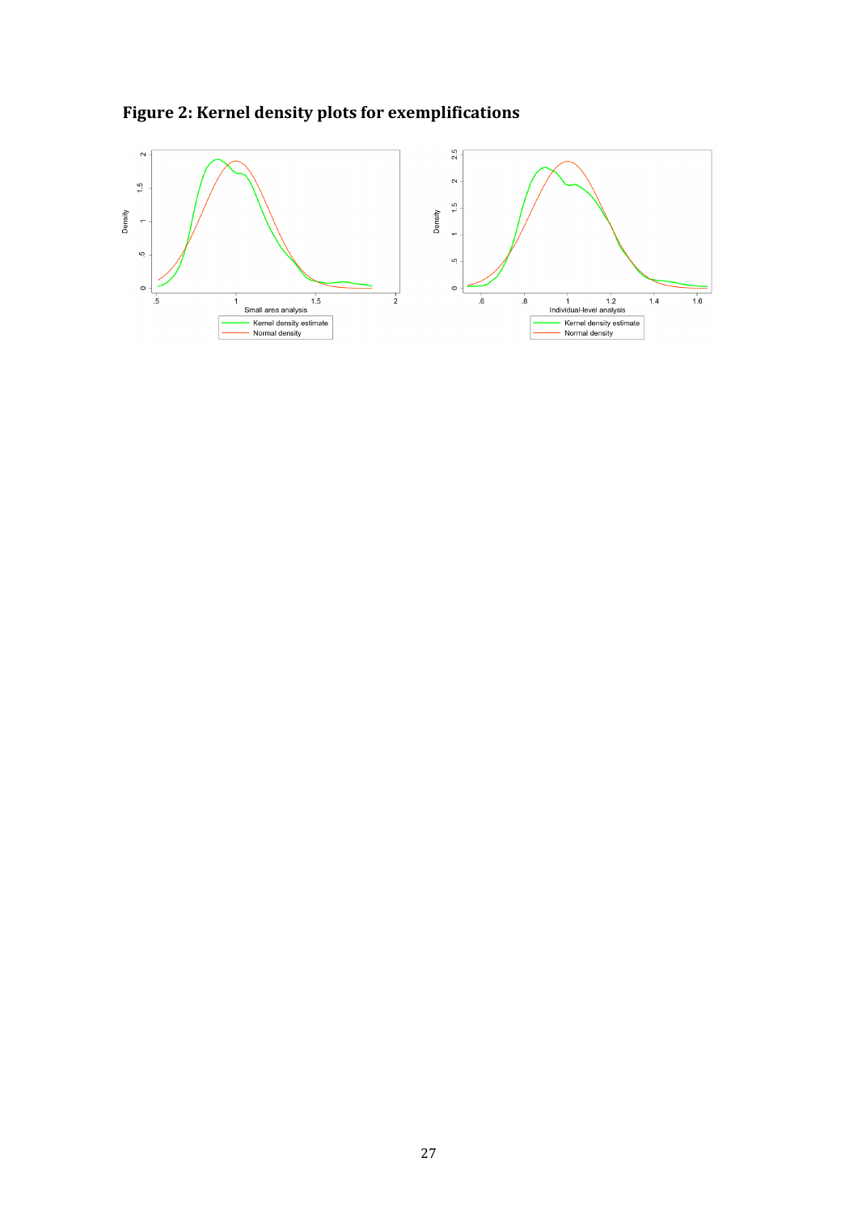**Figure 2: Kernel density plots for exemplifications**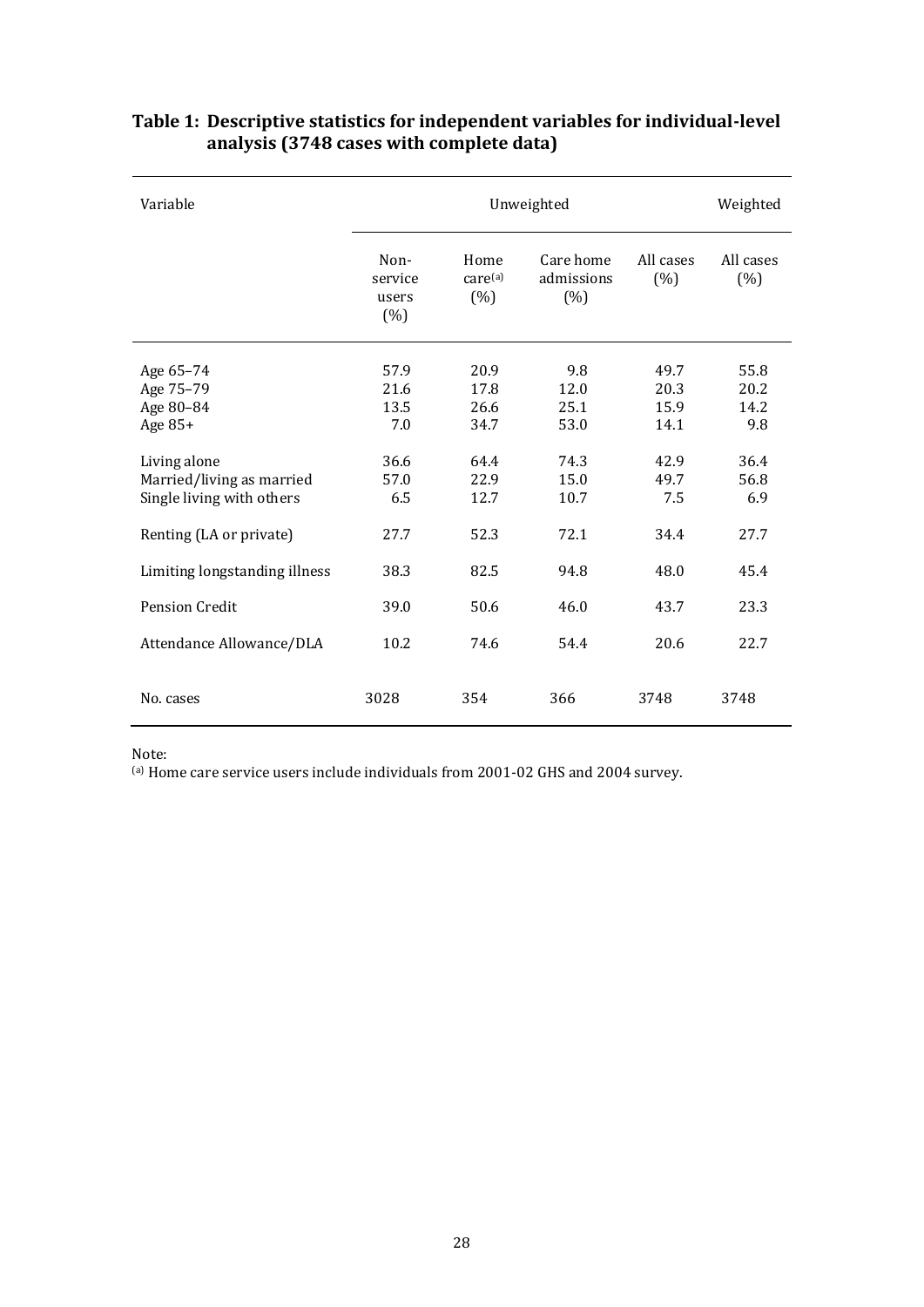**Table 1: Descriptive statistics for independent variables for individual-level analysis (3748 cases with complete data)**

| Variable | Unweighted | | | | Weighted |
|---|---|---|---|---|---|
| | Non-service users (%) | Home care[a] (%) | Care home admissions (%) | All cases (%) | All cases (%) |
| Age 65–74 | 57.9 | 20.9 | 9.8 | 49.7 | 55.8 |
| Age 75–79 | 21.6 | 17.8 | 12.0 | 20.3 | 20.2 |
| Age 80–84 | 13.5 | 26.6 | 25.1 | 15.9 | 14.2 |
| Age 85+ | 7.0 | 34.7 | 53.0 | 14.1 | 9.8 |
| Living alone | 36.6 | 64.4 | 74.3 | 42.9 | 36.4 |
| Married/living as married | 57.0 | 22.9 | 15.0 | 49.7 | 56.8 |
| Single living with others | 6.5 | 12.7 | 10.7 | 7.5 | 6.9 |
| Renting (LA or private) | 27.7 | 52.3 | 72.1 | 34.4 | 27.7 |
| Limiting longstanding illness | 38.3 | 82.5 | 94.8 | 48.0 | 45.4 |
| Pension Credit | 39.0 | 50.6 | 46.0 | 43.7 | 23.3 |
| Attendance Allowance/DLA | 10.2 | 74.6 | 54.4 | 20.6 | 22.7 |
| No. cases | 3028 | 354 | 366 | 3748 | 3748 |

Note:
[a] Home care service users include individuals from 2001-02 GHS and 2004 survey.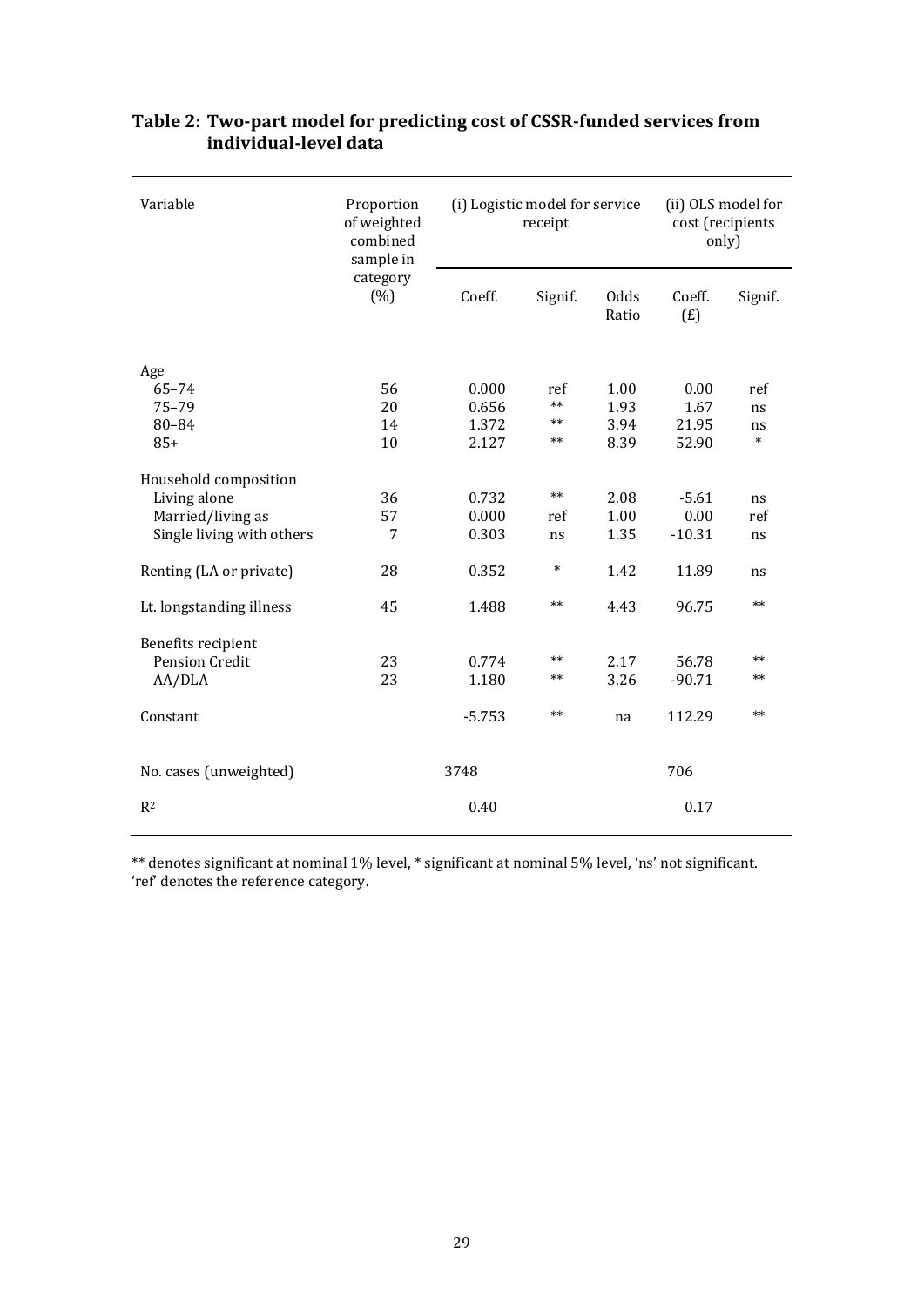**Table 2: Two-part model for predicting cost of CSSR-funded services from individual-level data**

| Variable | Proportion of weighted combined sample in category (%) | (i) Logistic model for service receipt | | | (ii) OLS model for cost (recipients only) | |
|---|---|---|---|---|---|---|
| | | Coeff. | Signif. | Odds Ratio | Coeff. (£) | Signif. |
| **Age** | | | | | | |
| 65–74 | 56 | 0.000 | ref | 1.00 | 0.00 | ref |
| 75–79 | 20 | 0.656 | ** | 1.93 | 1.67 | ns |
| 80–84 | 14 | 1.372 | ** | 3.94 | 21.95 | ns |
| 85+ | 10 | 2.127 | ** | 8.39 | 52.90 | * |
| **Household composition** | | | | | | |
| Living alone | 36 | 0.732 | ** | 2.08 | -5.61 | ns |
| Married/living as | 57 | 0.000 | ref | 1.00 | 0.00 | ref |
| Single living with others | 7 | 0.303 | ns | 1.35 | -10.31 | ns |
| Renting (LA or private) | 28 | 0.352 | * | 1.42 | 11.89 | ns |
| Lt. longstanding illness | 45 | 1.488 | ** | 4.43 | 96.75 | ** |
| **Benefits recipient** | | | | | | |
| Pension Credit | 23 | 0.774 | ** | 2.17 | 56.78 | ** |
| AA/DLA | 23 | 1.180 | ** | 3.26 | -90.71 | ** |
| Constant | | -5.753 | ** | na | 112.29 | ** |
| No. cases (unweighted) | | 3748 | | | 706 | |
| $R^2$ | | 0.40 | | | 0.17 | |

** denotes significant at nominal 1% level, * significant at nominal 5% level, 'ns' not significant. 'ref' denotes the reference category.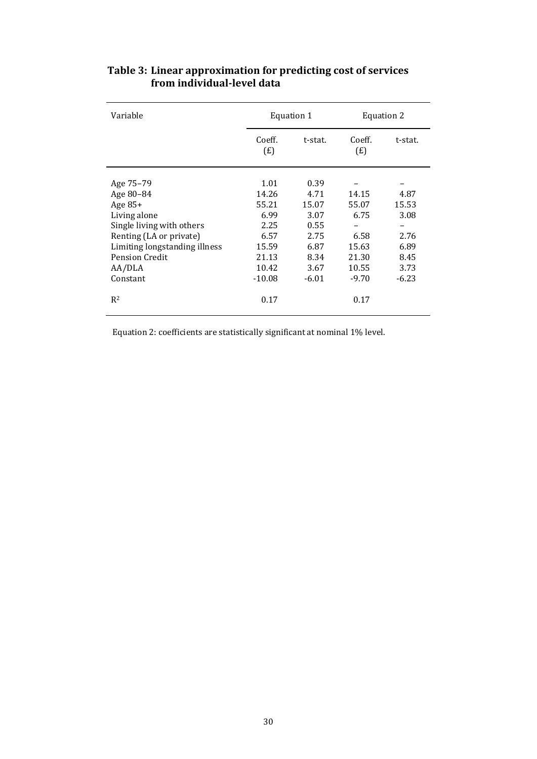**Table 3: Linear approximation for predicting cost of services from individual-level data**

| Variable | Equation 1 | | Equation 2 | |
|---|---|---|---|---|
| | Coeff. (£) | t-stat. | Coeff. (£) | t-stat. |
| Age 75–79 | 1.01 | 0.39 | – | – |
| Age 80–84 | 14.26 | 4.71 | 14.15 | 4.87 |
| Age 85+ | 55.21 | 15.07 | 55.07 | 15.53 |
| Living alone | 6.99 | 3.07 | 6.75 | 3.08 |
| Single living with others | 2.25 | 0.55 | – | – |
| Renting (LA or private) | 6.57 | 2.75 | 6.58 | 2.76 |
| Limiting longstanding illness | 15.59 | 6.87 | 15.63 | 6.89 |
| Pension Credit | 21.13 | 8.34 | 21.30 | 8.45 |
| AA/DLA | 10.42 | 3.67 | 10.55 | 3.73 |
| Constant | -10.08 | -6.01 | -9.70 | -6.23 |
| $R^2$ | 0.17 | | 0.17 | |

Equation 2: coefficients are statistically significant at nominal 1% level.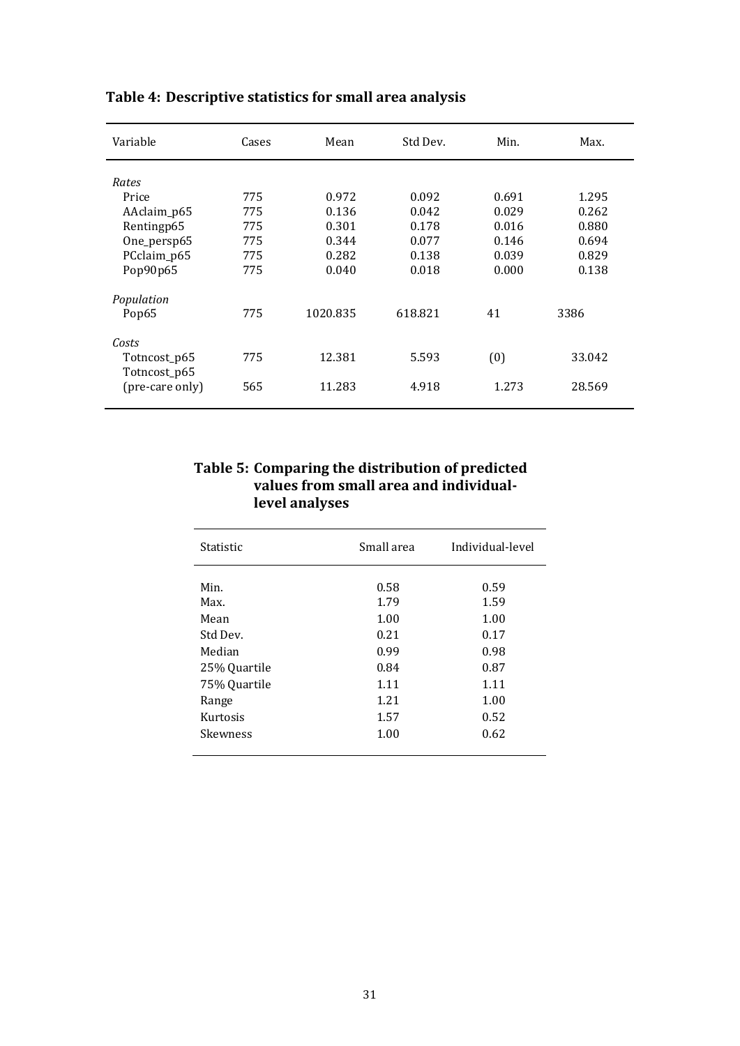**Table 4: Descriptive statistics for small area analysis**

| Variable | Cases | Mean | Std Dev. | Min. | Max. |
|---|---|---|---|---|---|
| *Rates* | | | | | |
| Price | 775 | 0.972 | 0.092 | 0.691 | 1.295 |
| AAclaim_p65 | 775 | 0.136 | 0.042 | 0.029 | 0.262 |
| Rentingp65 | 775 | 0.301 | 0.178 | 0.016 | 0.880 |
| One_persp65 | 775 | 0.344 | 0.077 | 0.146 | 0.694 |
| PCclaim_p65 | 775 | 0.282 | 0.138 | 0.039 | 0.829 |
| Pop90p65 | 775 | 0.040 | 0.018 | 0.000 | 0.138 |
| *Population* | | | | | |
| Pop65 | 775 | 1020.835 | 618.821 | 41 | 3386 |
| *Costs* | | | | | |
| Totncost_p65 | 775 | 12.381 | 5.593 | (0) | 33.042 |
| Totncost_p65 (pre-care only) | 565 | 11.283 | 4.918 | 1.273 | 28.569 |

**Table 5: Comparing the distribution of predicted values from small area and individual-level analyses**

| Statistic | Small area | Individual-level |
|---|---|---|
| Min. | 0.58 | 0.59 |
| Max. | 1.79 | 1.59 |
| Mean | 1.00 | 1.00 |
| Std Dev. | 0.21 | 0.17 |
| Median | 0.99 | 0.98 |
| 25% Quartile | 0.84 | 0.87 |
| 75% Quartile | 1.11 | 1.11 |
| Range | 1.21 | 1.00 |
| Kurtosis | 1.57 | 0.52 |
| Skewness | 1.00 | 0.62 |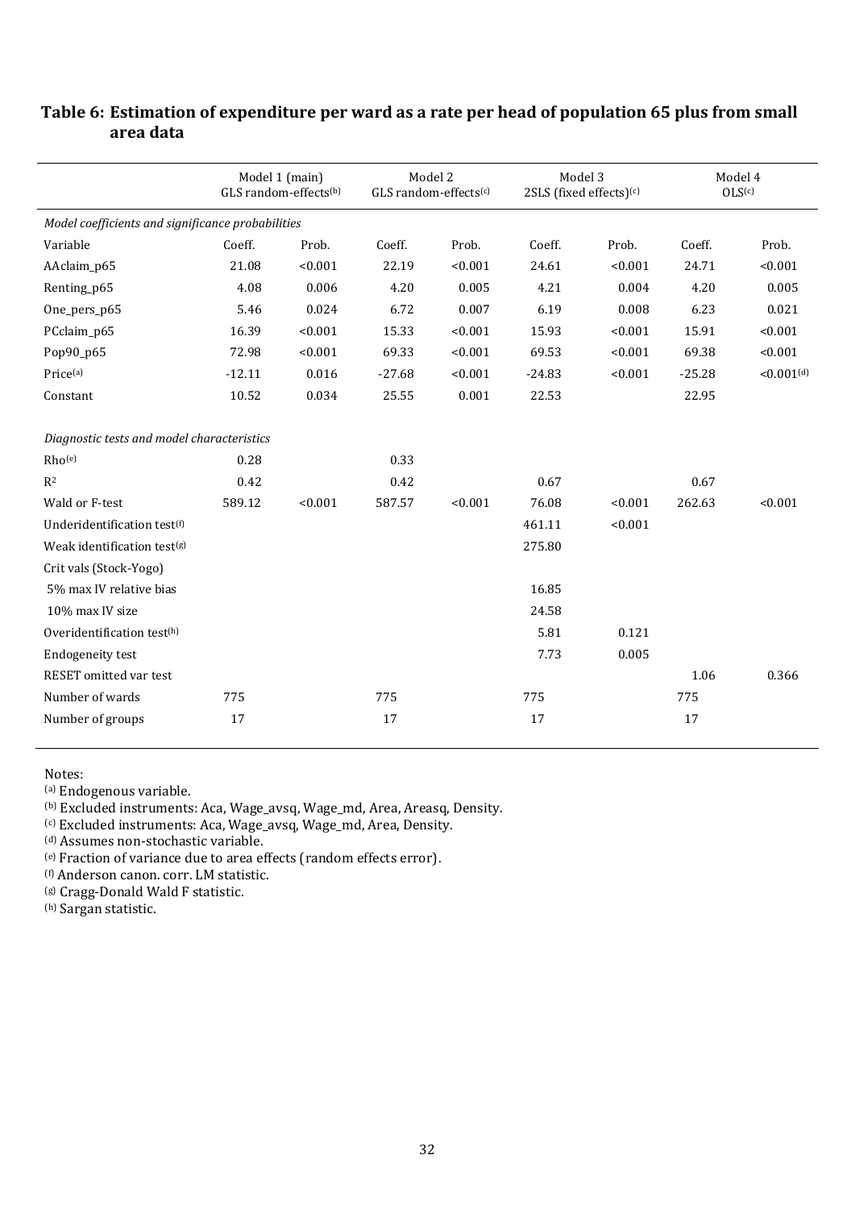## Table 6: Estimation of expenditure per ward as a rate per head of population 65 plus from small area data

| | Model 1 (main) GLS random-effects[(b)] | | Model 2 GLS random-effects[(c)] | | Model 3 2SLS (fixed effects)[(c)] | | Model 4 OLS[(c)] | |
|---|---|---|---|---|---|---|---|---|
| *Model coefficients and significance probabilities* | | | | | | | | |
| Variable | Coeff. | Prob. | Coeff. | Prob. | Coeff. | Prob. | Coeff. | Prob. |
| AAclaim_p65 | 21.08 | <0.001 | 22.19 | <0.001 | 24.61 | <0.001 | 24.71 | <0.001 |
| Renting_p65 | 4.08 | 0.006 | 4.20 | 0.005 | 4.21 | 0.004 | 4.20 | 0.005 |
| One_pers_p65 | 5.46 | 0.024 | 6.72 | 0.007 | 6.19 | 0.008 | 6.23 | 0.021 |
| PCclaim_p65 | 16.39 | <0.001 | 15.33 | <0.001 | 15.93 | <0.001 | 15.91 | <0.001 |
| Pop90_p65 | 72.98 | <0.001 | 69.33 | <0.001 | 69.53 | <0.001 | 69.38 | <0.001 |
| Price[(a)] | -12.11 | 0.016 | -27.68 | <0.001 | -24.83 | <0.001 | -25.28 | <0.001[(d)] |
| Constant | 10.52 | 0.034 | 25.55 | 0.001 | 22.53 | | 22.95 | |
| *Diagnostic tests and model characteristics* | | | | | | | | |
| Rho[(e)] | 0.28 | | 0.33 | | | | | |
| $R^2$ | 0.42 | | 0.42 | | 0.67 | | 0.67 | |
| Wald or F-test | 589.12 | <0.001 | 587.57 | <0.001 | 76.08 | <0.001 | 262.63 | <0.001 |
| Underidentification test[(f)] | | | | | 461.11 | <0.001 | | |
| Weak identification test[(g)] | | | | | 275.80 | | | |
| Crit vals (Stock-Yogo) | | | | | | | | |
| 5% max IV relative bias | | | | | 16.85 | | | |
| 10% max IV size | | | | | 24.58 | | | |
| Overidentification test[(h)] | | | | | 5.81 | 0.121 | | |
| Endogeneity test | | | | | 7.73 | 0.005 | | |
| RESET omitted var test | | | | | | | 1.06 | 0.366 |
| Number of wards | 775 | | 775 | | 775 | | 775 | |
| Number of groups | 17 | | 17 | | 17 | | 17 | |

Notes:

(a) Endogenous variable.

(b) Excluded instruments: Aca, Wage_avsq, Wage_md, Area, Areasq, Density.

(c) Excluded instruments: Aca, Wage_avsq, Wage_md, Area, Density.

(d) Assumes non-stochastic variable.

(e) Fraction of variance due to area effects (random effects error).

(f) Anderson canon. corr. LM statistic.

(g) Cragg-Donald Wald F statistic.

(h) Sargan statistic.